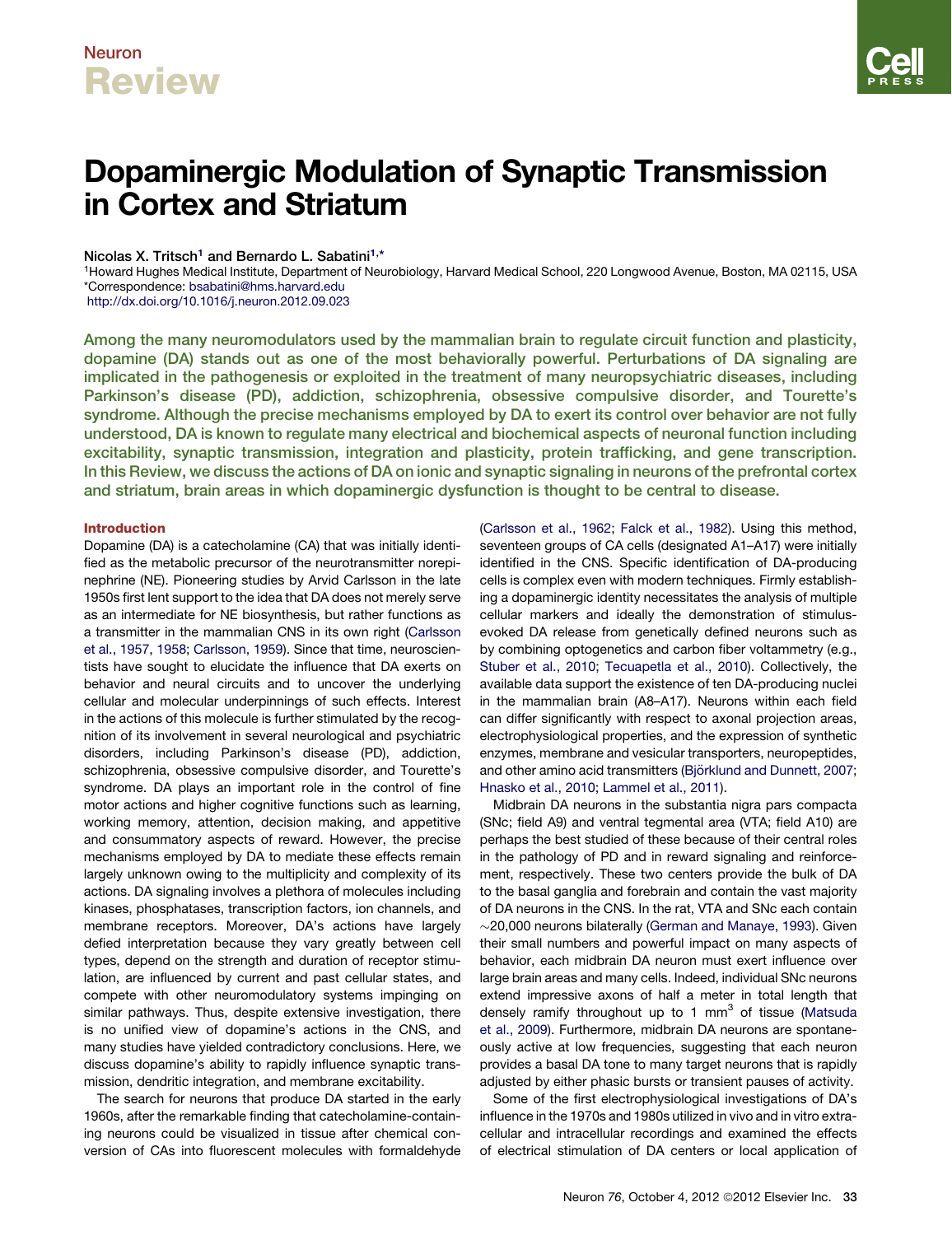Neuron
Review

# Dopaminergic Modulation of Synaptic Transmission in Cortex and Striatum

Nicolas X. Tritsch[1] and Bernardo L. Sabatini[1,*]

[1]Howard Hughes Medical Institute, Department of Neurobiology, Harvard Medical School, 220 Longwood Avenue, Boston, MA 02115, USA
*Correspondence: bsabatini@hms.harvard.edu
http://dx.doi.org/10.1016/j.neuron.2012.09.023

**Among the many neuromodulators used by the mammalian brain to regulate circuit function and plasticity, dopamine (DA) stands out as one of the most behaviorally powerful. Perturbations of DA signaling are implicated in the pathogenesis or exploited in the treatment of many neuropsychiatric diseases, including Parkinson's disease (PD), addiction, schizophrenia, obsessive compulsive disorder, and Tourette's syndrome. Although the precise mechanisms employed by DA to exert its control over behavior are not fully understood, DA is known to regulate many electrical and biochemical aspects of neuronal function including excitability, synaptic transmission, integration and plasticity, protein trafficking, and gene transcription. In this Review, we discuss the actions of DA on ionic and synaptic signaling in neurons of the prefrontal cortex and striatum, brain areas in which dopaminergic dysfunction is thought to be central to disease.**

## Introduction

Dopamine (DA) is a catecholamine (CA) that was initially identified as the metabolic precursor of the neurotransmitter norepinephrine (NE). Pioneering studies by Arvid Carlsson in the late 1950s first lent support to the idea that DA does not merely serve as an intermediate for NE biosynthesis, but rather functions as a transmitter in the mammalian CNS in its own right (Carlsson et al., 1957, 1958; Carlsson, 1959). Since that time, neuroscientists have sought to elucidate the influence that DA exerts on behavior and neural circuits and to uncover the underlying cellular and molecular underpinnings of such effects. Interest in the actions of this molecule is further stimulated by the recognition of its involvement in several neurological and psychiatric disorders, including Parkinson's disease (PD), addiction, schizophrenia, obsessive compulsive disorder, and Tourette's syndrome. DA plays an important role in the control of fine motor actions and higher cognitive functions such as learning, working memory, attention, decision making, and appetitive and consummatory aspects of reward. However, the precise mechanisms employed by DA to mediate these effects remain largely unknown owing to the multiplicity and complexity of its actions. DA signaling involves a plethora of molecules including kinases, phosphatases, transcription factors, ion channels, and membrane receptors. Moreover, DA's actions have largely defied interpretation because they vary greatly between cell types, depend on the strength and duration of receptor stimulation, are influenced by current and past cellular states, and compete with other neuromodulatory systems impinging on similar pathways. Thus, despite extensive investigation, there is no unified view of dopamine's actions in the CNS, and many studies have yielded contradictory conclusions. Here, we discuss dopamine's ability to rapidly influence synaptic transmission, dendritic integration, and membrane excitability.

The search for neurons that produce DA started in the early 1960s, after the remarkable finding that catecholamine-containing neurons could be visualized in tissue after chemical conversion of CAs into fluorescent molecules with formaldehyde (Carlsson et al., 1962; Falck et al., 1982). Using this method, seventeen groups of CA cells (designated A1–A17) were initially identified in the CNS. Specific identification of DA-producing cells is complex even with modern techniques. Firmly establishing a dopaminergic identity necessitates the analysis of multiple cellular markers and ideally the demonstration of stimulus-evoked DA release from genetically defined neurons such as by combining optogenetics and carbon fiber voltammetry (e.g., Stuber et al., 2010; Tecuapetla et al., 2010). Collectively, the available data support the existence of ten DA-producing nuclei in the mammalian brain (A8–A17). Neurons within each field can differ significantly with respect to axonal projection areas, electrophysiological properties, and the expression of synthetic enzymes, membrane and vesicular transporters, neuropeptides, and other amino acid transmitters (Björklund and Dunnett, 2007; Hnasko et al., 2010; Lammel et al., 2011).

Midbrain DA neurons in the substantia nigra pars compacta (SNc; field A9) and ventral tegmental area (VTA; field A10) are perhaps the best studied of these because of their central roles in the pathology of PD and in reward signaling and reinforcement, respectively. These two centers provide the bulk of DA to the basal ganglia and forebrain and contain the vast majority of DA neurons in the CNS. In the rat, VTA and SNc each contain ~20,000 neurons bilaterally (German and Manaye, 1993). Given their small numbers and powerful impact on many aspects of behavior, each midbrain DA neuron must exert influence over large brain areas and many cells. Indeed, individual SNc neurons extend impressive axons of half a meter in total length that densely ramify throughout up to 1 $mm^3$ of tissue (Matsuda et al., 2009). Furthermore, midbrain DA neurons are spontaneously active at low frequencies, suggesting that each neuron provides a basal DA tone to many target neurons that is rapidly adjusted by either phasic bursts or transient pauses of activity.

Some of the first electrophysiological investigations of DA's influence in the 1970s and 1980s utilized in vivo and in vitro extracellular and intracellular recordings and examined the effects of electrical stimulation of DA centers or local application of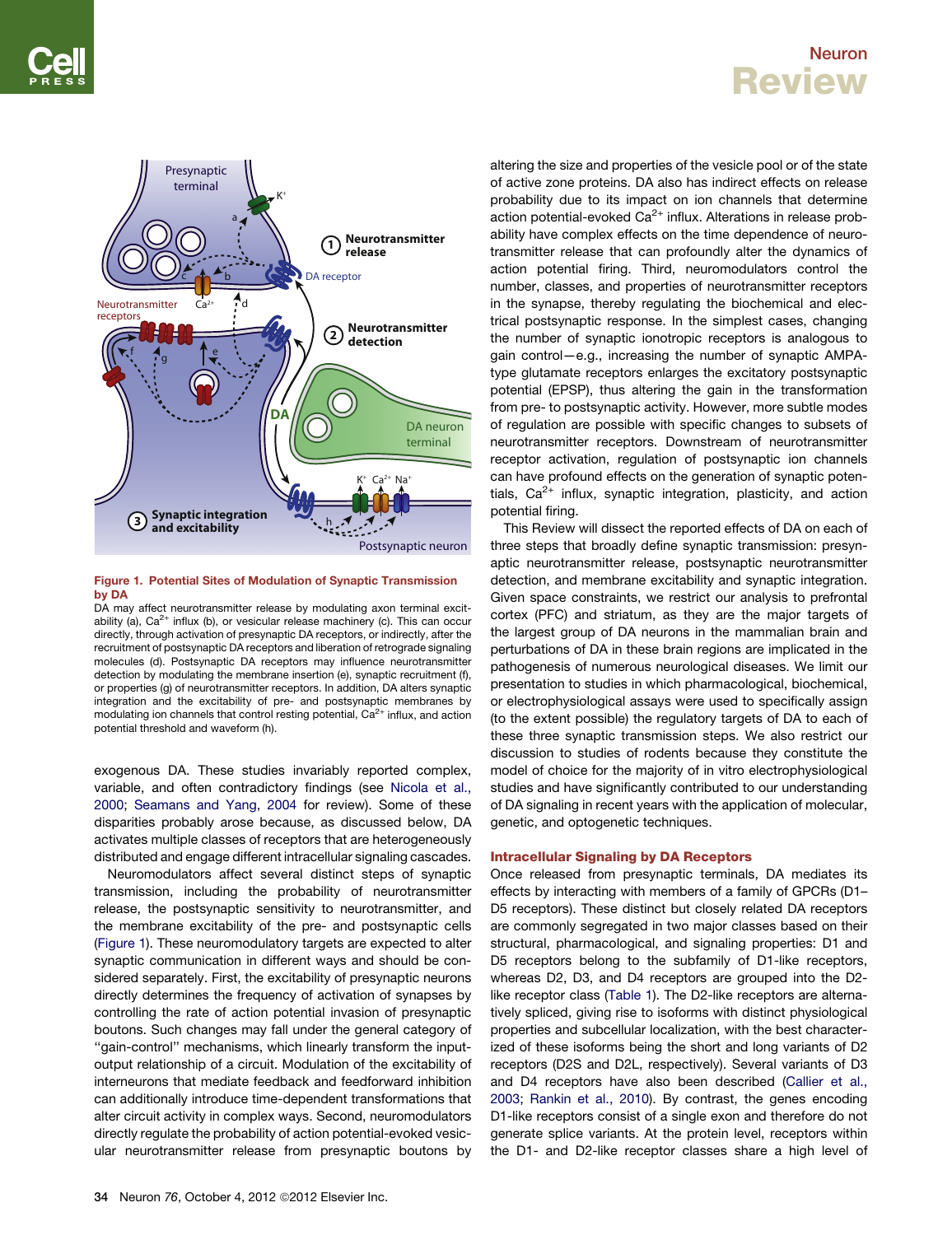Presynaptic terminal

K$^+$

a

c

b

1 Neurotransmitter release

DA receptor

Neurotransmitter receptors

Ca$^{2+}$

d

2 Neurotransmitter detection

f

g

e

DA

DA neuron terminal

K$^+$ Ca$^{2+}$ Na$^+$

3 Synaptic integration and excitability

h

Postsynaptic neuron

**Figure 1. Potential Sites of Modulation of Synaptic Transmission by DA**

DA may affect neurotransmitter release by modulating axon terminal excitability (a), Ca$^{2+}$ influx (b), or vesicular release machinery (c). This can occur directly, through activation of presynaptic DA receptors, or indirectly, after the recruitment of postsynaptic DA receptors and liberation of retrograde signaling molecules (d). Postsynaptic DA receptors may influence neurotransmitter detection by modulating the membrane insertion (e), synaptic recruitment (f), or properties (g) of neurotransmitter receptors. In addition, DA alters synaptic integration and the excitability of pre- and postsynaptic membranes by modulating ion channels that control resting potential, Ca$^{2+}$ influx, and action potential threshold and waveform (h).

exogenous DA. These studies invariably reported complex, variable, and often contradictory findings (see Nicola et al., 2000; Seamans and Yang, 2004 for review). Some of these disparities probably arose because, as discussed below, DA activates multiple classes of receptors that are heterogeneously distributed and engage different intracellular signaling cascades.

Neuromodulators affect several distinct steps of synaptic transmission, including the probability of neurotransmitter release, the postsynaptic sensitivity to neurotransmitter, and the membrane excitability of the pre- and postsynaptic cells (Figure 1). These neuromodulatory targets are expected to alter synaptic communication in different ways and should be considered separately. First, the excitability of presynaptic neurons directly determines the frequency of activation of synapses by controlling the rate of action potential invasion of presynaptic boutons. Such changes may fall under the general category of "gain-control" mechanisms, which linearly transform the input-output relationship of a circuit. Modulation of the excitability of interneurons that mediate feedback and feedforward inhibition can additionally introduce time-dependent transformations that alter circuit activity in complex ways. Second, neuromodulators directly regulate the probability of action potential-evoked vesicular neurotransmitter release from presynaptic boutons by altering the size and properties of the vesicle pool or of the state of active zone proteins. DA also has indirect effects on release probability due to its impact on ion channels that determine action potential-evoked Ca$^{2+}$ influx. Alterations in release probability have complex effects on the time dependence of neurotransmitter release that can profoundly alter the dynamics of action potential firing. Third, neuromodulators control the number, classes, and properties of neurotransmitter receptors in the synapse, thereby regulating the biochemical and electrical postsynaptic response. In the simplest cases, changing the number of synaptic ionotropic receptors is analogous to gain control—e.g., increasing the number of synaptic AMPA-type glutamate receptors enlarges the excitatory postsynaptic potential (EPSP), thus altering the gain in the transformation from pre- to postsynaptic activity. However, more subtle modes of regulation are possible with specific changes to subsets of neurotransmitter receptors. Downstream of neurotransmitter receptor activation, regulation of postsynaptic ion channels can have profound effects on the generation of synaptic potentials, Ca$^{2+}$ influx, synaptic integration, plasticity, and action potential firing.

This Review will dissect the reported effects of DA on each of three steps that broadly define synaptic transmission: presynaptic neurotransmitter release, postsynaptic neurotransmitter detection, and membrane excitability and synaptic integration. Given space constraints, we restrict our analysis to prefrontal cortex (PFC) and striatum, as they are the major targets of the largest group of DA neurons in the mammalian brain and perturbations of DA in these brain regions are implicated in the pathogenesis of numerous neurological diseases. We limit our presentation to studies in which pharmacological, biochemical, or electrophysiological assays were used to specifically assign (to the extent possible) the regulatory targets of DA to each of these three synaptic transmission steps. We also restrict our discussion to studies of rodents because they constitute the model of choice for the majority of in vitro electrophysiological studies and have significantly contributed to our understanding of DA signaling in recent years with the application of molecular, genetic, and optogenetic techniques.

## Intracellular Signaling by DA Receptors

Once released from presynaptic terminals, DA mediates its effects by interacting with members of a family of GPCRs (D1–D5 receptors). These distinct but closely related DA receptors are commonly segregated in two major classes based on their structural, pharmacological, and signaling properties: D1 and D5 receptors belong to the subfamily of D1-like receptors, whereas D2, D3, and D4 receptors are grouped into the D2-like receptor class (Table 1). The D2-like receptors are alternatively spliced, giving rise to isoforms with distinct physiological properties and subcellular localization, with the best characterized of these isoforms being the short and long variants of D2 receptors (D2S and D2L, respectively). Several variants of D3 and D4 receptors have also been described (Callier et al., 2003; Rankin et al., 2010). By contrast, the genes encoding D1-like receptors consist of a single exon and therefore do not generate splice variants. At the protein level, receptors within the D1- and D2-like receptor classes share a high level of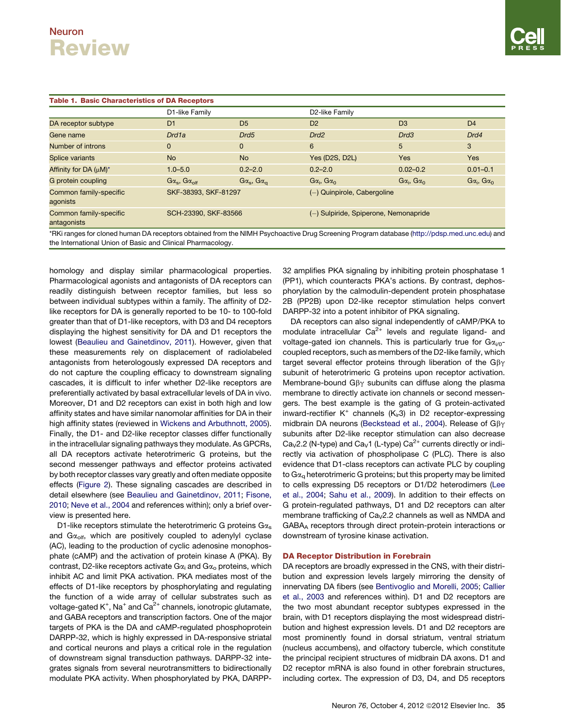**Table 1. Basic Characteristics of DA Receptors**

| | D1-like Family | | D2-like Family | | |
|---|---|---|---|---|---|
| DA receptor subtype | D1 | D5 | D2 | D3 | D4 |
| Gene name | *Drd1a* | *Drd5* | *Drd2* | *Drd3* | *Drd4* |
| Number of introns | 0 | 0 | 6 | 5 | 3 |
| Splice variants | No | No | Yes (D2S, D2L) | Yes | Yes |
| Affinity for DA (μM)* | 1.0–5.0 | 0.2–2.0 | 0.2–2.0 | 0.02–0.2 | 0.01–0.1 |
| G protein coupling | $G\alpha_s$, $G\alpha_{olf}$ | $G\alpha_s$, $G\alpha_q$ | $G\alpha_i$, $G\alpha_o$ | $G\alpha_i$, $G\alpha_o$ | $G\alpha_i$, $G\alpha_o$ |
| Common family-specific agonists | SKF-38393, SKF-81297 | | (–) Quinpirole, Cabergoline | | |
| Common family-specific antagonists | SCH-23390, SKF-83566 | | (–) Sulpiride, Spiperone, Nemonapride | | |

*RKi ranges for cloned human DA receptors obtained from the NIMH Psychoactive Drug Screening Program database (http://pdsp.med.unc.edu) and the International Union of Basic and Clinical Pharmacology.

homology and display similar pharmacological properties. Pharmacological agonists and antagonists of DA receptors can readily distinguish between receptor families, but less so between individual subtypes within a family. The affinity of D2-like receptors for DA is generally reported to be 10- to 100-fold greater than that of D1-like receptors, with D3 and D4 receptors displaying the highest sensitivity for DA and D1 receptors the lowest (Beaulieu and Gainetdinov, 2011). However, given that these measurements rely on displacement of radiolabeled antagonists from heterologously expressed DA receptors and do not capture the coupling efficacy to downstream signaling cascades, it is difficult to infer whether D2-like receptors are preferentially activated by basal extracellular levels of DA in vivo. Moreover, D1 and D2 receptors can exist in both high and low affinity states and have similar nanomolar affinities for DA in their high affinity states (reviewed in Wickens and Arbuthnott, 2005). Finally, the D1- and D2-like receptor classes differ functionally in the intracellular signaling pathways they modulate. As GPCRs, all DA receptors activate heterotrimeric G proteins, but the second messenger pathways and effector proteins activated by both receptor classes vary greatly and often mediate opposite effects (Figure 2). These signaling cascades are described in detail elsewhere (see Beaulieu and Gainetdinov, 2011; Fisone, 2010; Neve et al., 2004 and references within); only a brief overview is presented here.

D1-like receptors stimulate the heterotrimeric G proteins $G\alpha_s$ and $G\alpha_{olf}$, which are positively coupled to adenylyl cyclase (AC), leading to the production of cyclic adenosine monophosphate (cAMP) and the activation of protein kinase A (PKA). By contrast, D2-like receptors activate $G\alpha_i$ and $G\alpha_o$ proteins, which inhibit AC and limit PKA activation. PKA mediates most of the effects of D1-like receptors by phosphorylating and regulating the function of a wide array of cellular substrates such as voltage-gated $K^+$, $Na^+$ and $Ca^{2+}$ channels, ionotropic glutamate, and GABA receptors and transcription factors. One of the major targets of PKA is the DA and cAMP-regulated phosphoprotein DARPP-32, which is highly expressed in DA-responsive striatal and cortical neurons and plays a critical role in the regulation of downstream signal transduction pathways. DARPP-32 integrates signals from several neurotransmitters to bidirectionally modulate PKA activity. When phosphorylated by PKA, DARPP-32 amplifies PKA signaling by inhibiting protein phosphatase 1 (PP1), which counteracts PKA's actions. By contrast, dephosphorylation by the calmodulin-dependent protein phosphatase 2B (PP2B) upon D2-like receptor stimulation helps convert DARPP-32 into a potent inhibitor of PKA signaling.

DA receptors can also signal independently of cAMP/PKA to modulate intracellular $Ca^{2+}$ levels and regulate ligand- and voltage-gated ion channels. This is particularly true for $G\alpha_{i/0}$-coupled receptors, such as members of the D2-like family, which target several effector proteins through liberation of the $G\beta\gamma$ subunit of heterotrimeric G proteins upon receptor activation. Membrane-bound $G\beta\gamma$ subunits can diffuse along the plasma membrane to directly activate ion channels or second messengers. The best example is the gating of G protein-activated inward-rectifier $K^+$ channels ($K_{ir}3$) in D2 receptor-expressing midbrain DA neurons (Beckstead et al., 2004). Release of $G\beta\gamma$ subunits after D2-like receptor stimulation can also decrease $Ca_V2.2$ (N-type) and $Ca_V1$ (L-type) $Ca^{2+}$ currents directly or indirectly via activation of phospholipase C (PLC). There is also evidence that D1-class receptors can activate PLC by coupling to $G\alpha_q$ heterotrimeric G proteins; but this property may be limited to cells expressing D5 receptors or D1/D2 heterodimers (Lee et al., 2004; Sahu et al., 2009). In addition to their effects on G protein-regulated pathways, D1 and D2 receptors can alter membrane trafficking of $Ca_V2.2$ channels as well as NMDA and $GABA_A$ receptors through direct protein-protein interactions or downstream of tyrosine kinase activation.

## DA Receptor Distribution in Forebrain

DA receptors are broadly expressed in the CNS, with their distribution and expression levels largely mirroring the density of innervating DA fibers (see Bentivoglio and Morelli, 2005; Callier et al., 2003 and references within). D1 and D2 receptors are the two most abundant receptor subtypes expressed in the brain, with D1 receptors displaying the most widespread distribution and highest expression levels. D1 and D2 receptors are most prominently found in dorsal striatum, ventral striatum (nucleus accumbens), and olfactory tubercle, which constitute the principal recipient structures of midbrain DA axons. D1 and D2 receptor mRNA is also found in other forebrain structures, including cortex. The expression of D3, D4, and D5 receptors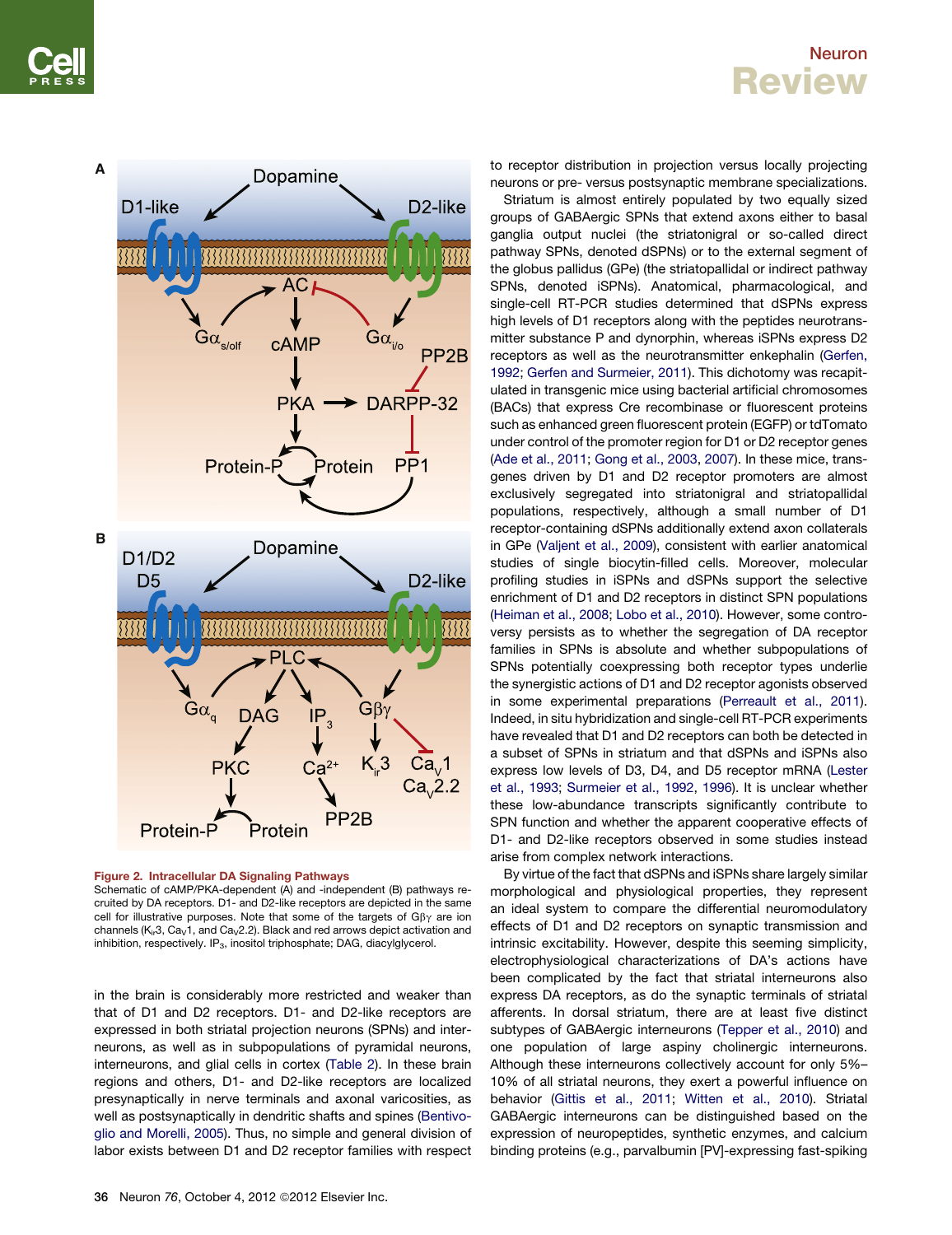**Figure 2. Intracellular DA Signaling Pathways**

Schematic of cAMP/PKA-dependent (A) and -independent (B) pathways recruited by DA receptors. D1- and D2-like receptors are depicted in the same cell for illustrative purposes. Note that some of the targets of $G\beta\gamma$ are ion channels ($K_{ir}3$, $Ca_V1$, and $Ca_V2.2$). Black and red arrows depict activation and inhibition, respectively. $IP_3$, inositol triphosphate; DAG, diacylglycerol.

in the brain is considerably more restricted and weaker than that of D1 and D2 receptors. D1- and D2-like receptors are expressed in both striatal projection neurons (SPNs) and interneurons, as well as in subpopulations of pyramidal neurons, interneurons, and glial cells in cortex (Table 2). In these brain regions and others, D1- and D2-like receptors are localized presynaptically in nerve terminals and axonal varicosities, as well as postsynaptically in dendritic shafts and spines (Bentivoglio and Morelli, 2005). Thus, no simple and general division of labor exists between D1 and D2 receptor families with respect to receptor distribution in projection versus locally projecting neurons or pre- versus postsynaptic membrane specializations.

Striatum is almost entirely populated by two equally sized groups of GABAergic SPNs that extend axons either to basal ganglia output nuclei (the striatonigral or so-called direct pathway SPNs, denoted dSPNs) or to the external segment of the globus pallidus (GPe) (the striatopallidal or indirect pathway SPNs, denoted iSPNs). Anatomical, pharmacological, and single-cell RT-PCR studies determined that dSPNs express high levels of D1 receptors along with the peptides neurotransmitter substance P and dynorphin, whereas iSPNs express D2 receptors as well as the neurotransmitter enkephalin (Gerfen, 1992; Gerfen and Surmeier, 2011). This dichotomy was recapitulated in transgenic mice using bacterial artificial chromosomes (BACs) that express Cre recombinase or fluorescent proteins such as enhanced green fluorescent protein (EGFP) or tdTomato under control of the promoter region for D1 or D2 receptor genes (Ade et al., 2011; Gong et al., 2003, 2007). In these mice, transgenes driven by D1 and D2 receptor promoters are almost exclusively segregated into striatonigral and striatopallidal populations, respectively, although a small number of D1 receptor-containing dSPNs additionally extend axon collaterals in GPe (Valjent et al., 2009), consistent with earlier anatomical studies of single biocytin-filled cells. Moreover, molecular profiling studies in iSPNs and dSPNs support the selective enrichment of D1 and D2 receptors in distinct SPN populations (Heiman et al., 2008; Lobo et al., 2010). However, some controversy persists as to whether the segregation of DA receptor families in SPNs is absolute and whether subpopulations of SPNs potentially coexpressing both receptor types underlie the synergistic actions of D1 and D2 receptor agonists observed in some experimental preparations (Perreault et al., 2011). Indeed, in situ hybridization and single-cell RT-PCR experiments have revealed that D1 and D2 receptors can both be detected in a subset of SPNs in striatum and that dSPNs and iSPNs also express low levels of D3, D4, and D5 receptor mRNA (Lester et al., 1993; Surmeier et al., 1992, 1996). It is unclear whether these low-abundance transcripts significantly contribute to SPN function and whether the apparent cooperative effects of D1- and D2-like receptors observed in some studies instead arise from complex network interactions.

By virtue of the fact that dSPNs and iSPNs share largely similar morphological and physiological properties, they represent an ideal system to compare the differential neuromodulatory effects of D1 and D2 receptors on synaptic transmission and intrinsic excitability. However, despite this seeming simplicity, electrophysiological characterizations of DA's actions have been complicated by the fact that striatal interneurons also express DA receptors, as do the synaptic terminals of striatal afferents. In dorsal striatum, there are at least five distinct subtypes of GABAergic interneurons (Tepper et al., 2010) and one population of large aspiny cholinergic interneurons. Although these interneurons collectively account for only 5%–10% of all striatal neurons, they exert a powerful influence on behavior (Gittis et al., 2011; Witten et al., 2010). Striatal GABAergic interneurons can be distinguished based on the expression of neuropeptides, synthetic enzymes, and calcium binding proteins (e.g., parvalbumin [PV]-expressing fast-spiking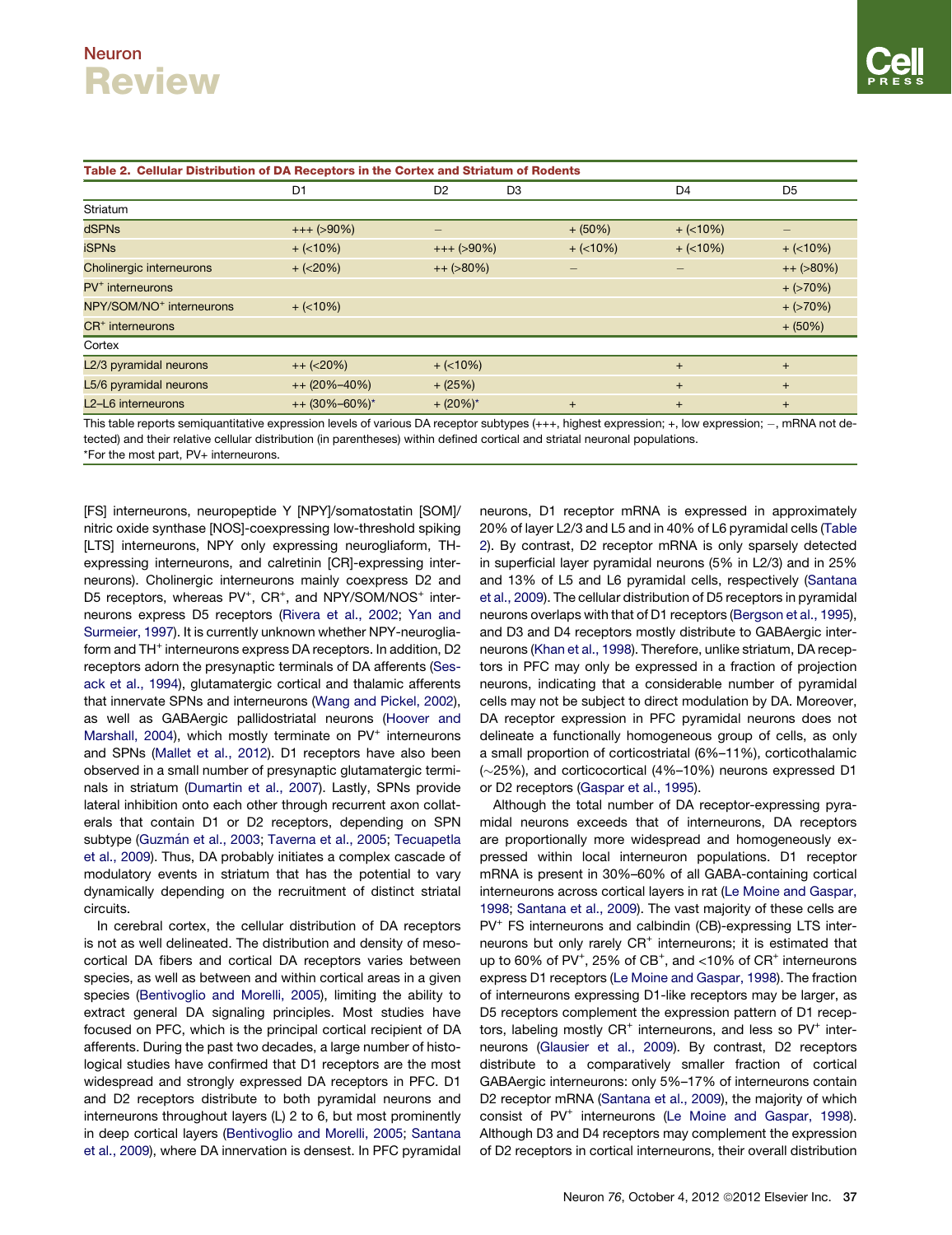**Table 2. Cellular Distribution of DA Receptors in the Cortex and Striatum of Rodents**

| | D1 | D2 | D3 | D4 | D5 |
|---|---|---|---|---|---|
| Striatum | | | | | |
| dSPNs | +++ (>90%) | – | + (50%) | + (<10%) | – |
| iSPNs | + (<10%) | +++ (>90%) | + (<10%) | + (<10%) | + (<10%) |
| Cholinergic interneurons | + (<20%) | ++ (>80%) | – | – | ++ (>80%) |
| PV⁺ interneurons | | | | | + (>70%) |
| NPY/SOM/NO⁺ interneurons | + (<10%) | | | | + (>70%) |
| CR⁺ interneurons | | | | | + (50%) |
| Cortex | | | | | |
| L2/3 pyramidal neurons | ++ (<20%) | + (<10%) | | + | + |
| L5/6 pyramidal neurons | ++ (20%–40%) | + (25%) | | + | + |
| L2–L6 interneurons | ++ (30%–60%)* | + (20%)* | + | + | + |

This table reports semiquantitative expression levels of various DA receptor subtypes (+++, highest expression; +, low expression; –, mRNA not detected) and their relative cellular distribution (in parentheses) within defined cortical and striatal neuronal populations.
*For the most part, PV+ interneurons.

[FS] interneurons, neuropeptide Y [NPY]/somatostatin [SOM]/nitric oxide synthase [NOS]-coexpressing low-threshold spiking [LTS] interneurons, NPY only expressing neurogliaform, TH-expressing interneurons, and calretinin [CR]-expressing interneurons). Cholinergic interneurons mainly coexpress D2 and D5 receptors, whereas PV⁺, CR⁺, and NPY/SOM/NOS⁺ interneurons express D5 receptors (Rivera et al., 2002; Yan and Surmeier, 1997). It is currently unknown whether NPY-neurogliaform and TH⁺ interneurons express DA receptors. In addition, D2 receptors adorn the presynaptic terminals of DA afferents (Sesack et al., 1994), glutamatergic cortical and thalamic afferents that innervate SPNs and interneurons (Wang and Pickel, 2002), as well as GABAergic pallidostriatal neurons (Hoover and Marshall, 2004), which mostly terminate on PV⁺ interneurons and SPNs (Mallet et al., 2012). D1 receptors have also been observed in a small number of presynaptic glutamatergic terminals in striatum (Dumartin et al., 2007). Lastly, SPNs provide lateral inhibition onto each other through recurrent axon collaterals that contain D1 or D2 receptors, depending on SPN subtype (Guzmán et al., 2003; Taverna et al., 2005; Tecuapetla et al., 2009). Thus, DA probably initiates a complex cascade of modulatory events in striatum that has the potential to vary dynamically depending on the recruitment of distinct striatal circuits.

In cerebral cortex, the cellular distribution of DA receptors is not as well delineated. The distribution and density of mesocortical DA fibers and cortical DA receptors varies between species, as well as between and within cortical areas in a given species (Bentivoglio and Morelli, 2005), limiting the ability to extract general DA signaling principles. Most studies have focused on PFC, which is the principal cortical recipient of DA afferents. During the past two decades, a large number of histological studies have confirmed that D1 receptors are the most widespread and strongly expressed DA receptors in PFC. D1 and D2 receptors distribute to both pyramidal neurons and interneurons throughout layers (L) 2 to 6, but most prominently in deep cortical layers (Bentivoglio and Morelli, 2005; Santana et al., 2009), where DA innervation is densest. In PFC pyramidal neurons, D1 receptor mRNA is expressed in approximately 20% of layer L2/3 and L5 and in 40% of L6 pyramidal cells (Table 2). By contrast, D2 receptor mRNA is only sparsely detected in superficial layer pyramidal neurons (5% in L2/3) and in 25% and 13% of L5 and L6 pyramidal cells, respectively (Santana et al., 2009). The cellular distribution of D5 receptors in pyramidal neurons overlaps with that of D1 receptors (Bergson et al., 1995), and D3 and D4 receptors mostly distribute to GABAergic interneurons (Khan et al., 1998). Therefore, unlike striatum, DA receptors in PFC may only be expressed in a fraction of projection neurons, indicating that a considerable number of pyramidal cells may not be subject to direct modulation by DA. Moreover, DA receptor expression in PFC pyramidal neurons does not delineate a functionally homogeneous group of cells, as only a small proportion of corticostriatal (6%–11%), corticothalamic (~25%), and corticocortical (4%–10%) neurons expressed D1 or D2 receptors (Gaspar et al., 1995).

Although the total number of DA receptor-expressing pyramidal neurons exceeds that of interneurons, DA receptors are proportionally more widespread and homogeneously expressed within local interneuron populations. D1 receptor mRNA is present in 30%–60% of all GABA-containing cortical interneurons across cortical layers in rat (Le Moine and Gaspar, 1998; Santana et al., 2009). The vast majority of these cells are PV⁺ FS interneurons and calbindin (CB)-expressing LTS interneurons but only rarely CR⁺ interneurons; it is estimated that up to 60% of PV⁺, 25% of CB⁺, and <10% of CR⁺ interneurons express D1 receptors (Le Moine and Gaspar, 1998). The fraction of interneurons expressing D1-like receptors may be larger, as D5 receptors complement the expression pattern of D1 receptors, labeling mostly CR⁺ interneurons, and less so PV⁺ interneurons (Glausier et al., 2009). By contrast, D2 receptors distribute to a comparatively smaller fraction of cortical GABAergic interneurons: only 5%–17% of interneurons contain D2 receptor mRNA (Santana et al., 2009), the majority of which consist of PV⁺ interneurons (Le Moine and Gaspar, 1998). Although D3 and D4 receptors may complement the expression of D2 receptors in cortical interneurons, their overall distribution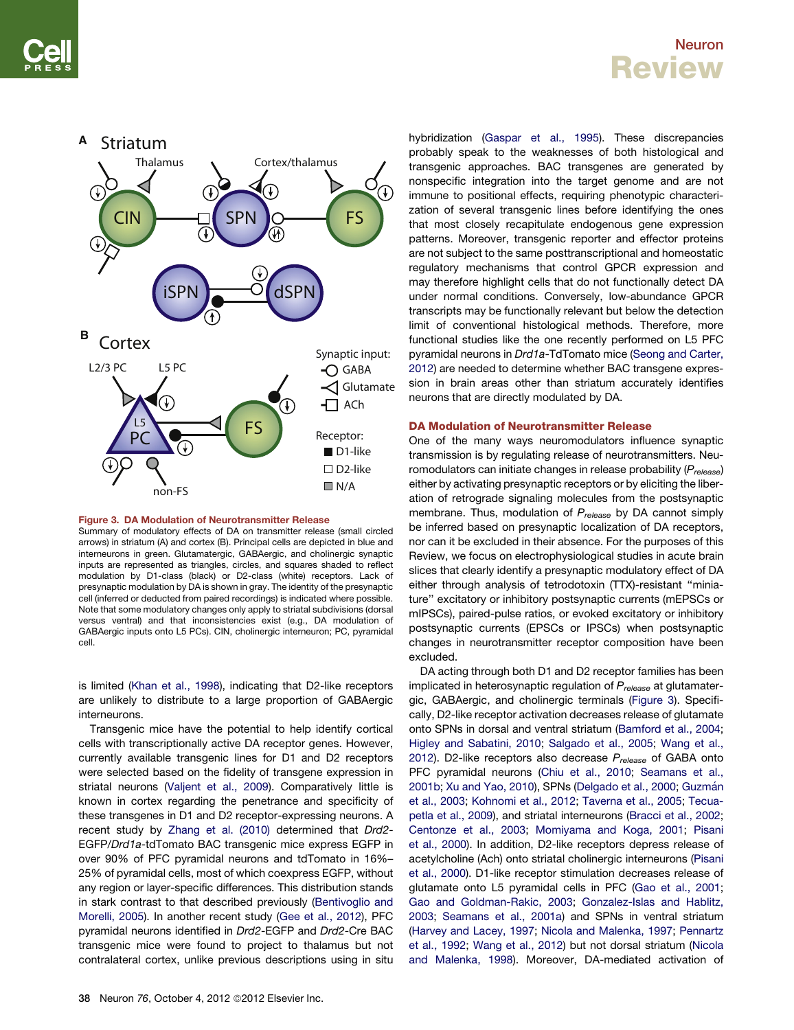**Figure 3. DA Modulation of Neurotransmitter Release**
Summary of modulatory effects of DA on transmitter release (small circled arrows) in striatum (A) and cortex (B). Principal cells are depicted in blue and interneurons in green. Glutamatergic, GABAergic, and cholinergic synaptic inputs are represented as triangles, circles, and squares shaded to reflect modulation by D1-class (black) or D2-class (white) receptors. Lack of presynaptic modulation by DA is shown in gray. The identity of the presynaptic cell (inferred or deducted from paired recordings) is indicated where possible. Note that some modulatory changes only apply to striatal subdivisions (dorsal versus ventral) and that inconsistencies exist (e.g., DA modulation of GABAergic inputs onto L5 PCs). CIN, cholinergic interneuron; PC, pyramidal cell.

is limited (Khan et al., 1998), indicating that D2-like receptors are unlikely to distribute to a large proportion of GABAergic interneurons.

Transgenic mice have the potential to help identify cortical cells with transcriptionally active DA receptor genes. However, currently available transgenic lines for D1 and D2 receptors were selected based on the fidelity of transgene expression in striatal neurons (Valjent et al., 2009). Comparatively little is known in cortex regarding the penetrance and specificity of these transgenes in D1 and D2 receptor-expressing neurons. A recent study by Zhang et al. (2010) determined that *Drd2*-EGFP/*Drd1a*-tdTomato BAC transgenic mice express EGFP in over 90% of PFC pyramidal neurons and tdTomato in 16%–25% of pyramidal cells, most of which coexpress EGFP, without any region or layer-specific differences. This distribution stands in stark contrast to that described previously (Bentivoglio and Morelli, 2005). In another recent study (Gee et al., 2012), PFC pyramidal neurons identified in *Drd2*-EGFP and *Drd2*-Cre BAC transgenic mice were found to project to thalamus but not contralateral cortex, unlike previous descriptions using in situ hybridization (Gaspar et al., 1995). These discrepancies probably speak to the weaknesses of both histological and transgenic approaches. BAC transgenes are generated by nonspecific integration into the target genome and are not immune to positional effects, requiring phenotypic characterization of several transgenic lines before identifying the ones that most closely recapitulate endogenous gene expression patterns. Moreover, transgenic reporter and effector proteins are not subject to the same posttranscriptional and homeostatic regulatory mechanisms that control GPCR expression and may therefore highlight cells that do not functionally detect DA under normal conditions. Conversely, low-abundance GPCR transcripts may be functionally relevant but below the detection limit of conventional histological methods. Therefore, more functional studies like the one recently performed on L5 PFC pyramidal neurons in *Drd1a*-TdTomato mice (Seong and Carter, 2012) are needed to determine whether BAC transgene expression in brain areas other than striatum accurately identifies neurons that are directly modulated by DA.

## DA Modulation of Neurotransmitter Release

One of the many ways neuromodulators influence synaptic transmission is by regulating release of neurotransmitters. Neuromodulators can initiate changes in release probability ($P_{release}$) either by activating presynaptic receptors or by eliciting the liberation of retrograde signaling molecules from the postsynaptic membrane. Thus, modulation of $P_{release}$ by DA cannot simply be inferred based on presynaptic localization of DA receptors, nor can it be excluded in their absence. For the purposes of this Review, we focus on electrophysiological studies in acute brain slices that clearly identify a presynaptic modulatory effect of DA either through analysis of tetrodotoxin (TTX)-resistant "miniature" excitatory or inhibitory postsynaptic currents (mEPSCs or mIPSCs), paired-pulse ratios, or evoked excitatory or inhibitory postsynaptic currents (EPSCs or IPSCs) when postsynaptic changes in neurotransmitter receptor composition have been excluded.

DA acting through both D1 and D2 receptor families has been implicated in heterosynaptic regulation of $P_{release}$ at glutamatergic, GABAergic, and cholinergic terminals (Figure 3). Specifically, D2-like receptor activation decreases release of glutamate onto SPNs in dorsal and ventral striatum (Bamford et al., 2004; Higley and Sabatini, 2010; Salgado et al., 2005; Wang et al., 2012). D2-like receptors also decrease $P_{release}$ of GABA onto PFC pyramidal neurons (Chiu et al., 2010; Seamans et al., 2001b; Xu and Yao, 2010), SPNs (Delgado et al., 2000; Guzmán et al., 2003; Kohnomi et al., 2012; Taverna et al., 2005; Tecuapetla et al., 2009), and striatal interneurons (Bracci et al., 2002; Centonze et al., 2003; Momiyama and Koga, 2001; Pisani et al., 2000). In addition, D2-like receptors depress release of acetylcholine (Ach) onto striatal cholinergic interneurons (Pisani et al., 2000). D1-like receptor stimulation decreases release of glutamate onto L5 pyramidal cells in PFC (Gao et al., 2001; Gao and Goldman-Rakic, 2003; Gonzalez-Islas and Hablitz, 2003; Seamans et al., 2001a) and SPNs in ventral striatum (Harvey and Lacey, 1997; Nicola and Malenka, 1997; Pennartz et al., 1992; Wang et al., 2012) but not dorsal striatum (Nicola and Malenka, 1998). Moreover, DA-mediated activation of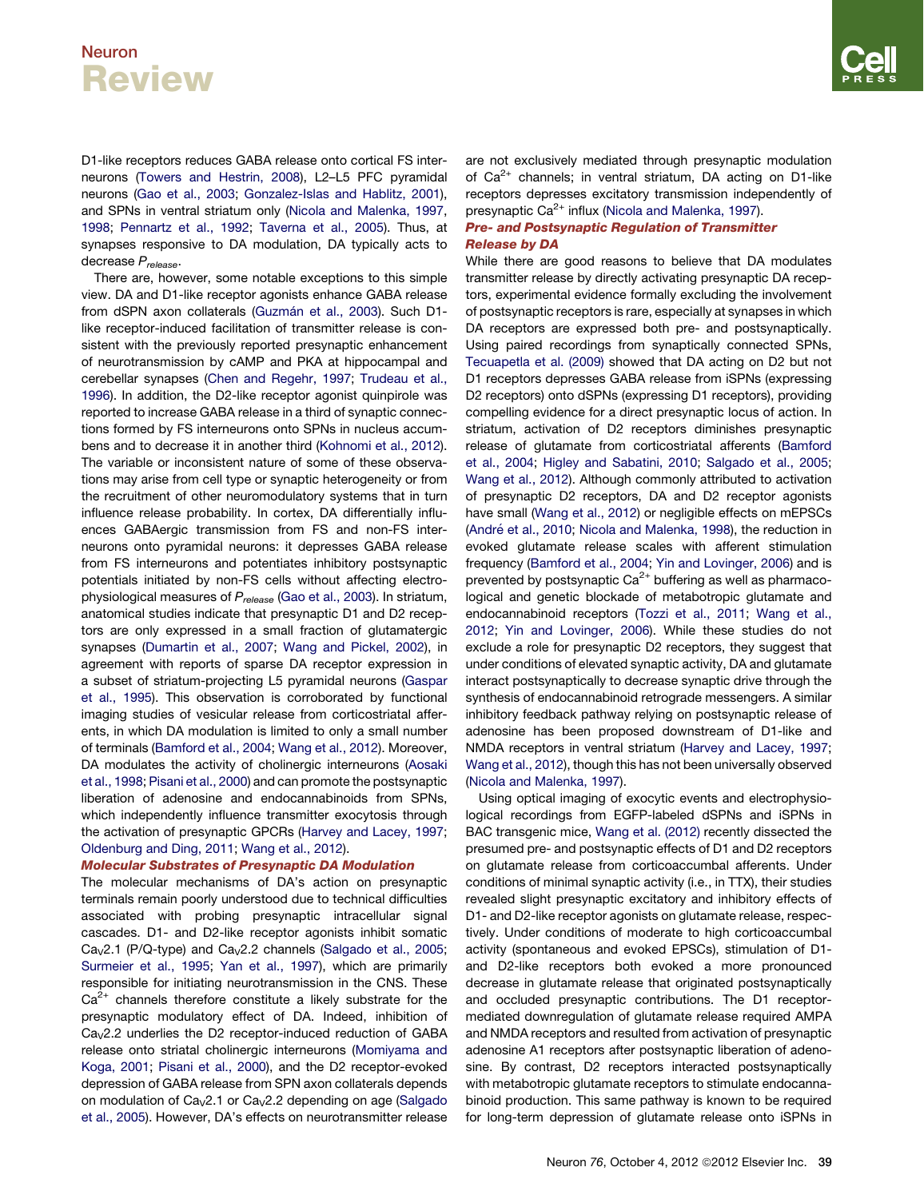D1-like receptors reduces GABA release onto cortical FS interneurons (Towers and Hestrin, 2008), L2–L5 PFC pyramidal neurons (Gao et al., 2003; Gonzalez-Islas and Hablitz, 2001), and SPNs in ventral striatum only (Nicola and Malenka, 1997, 1998; Pennartz et al., 1992; Taverna et al., 2005). Thus, at synapses responsive to DA modulation, DA typically acts to decrease $P_{release}$.

There are, however, some notable exceptions to this simple view. DA and D1-like receptor agonists enhance GABA release from dSPN axon collaterals (Guzmán et al., 2003). Such D1-like receptor-induced facilitation of transmitter release is consistent with the previously reported presynaptic enhancement of neurotransmission by cAMP and PKA at hippocampal and cerebellar synapses (Chen and Regehr, 1997; Trudeau et al., 1996). In addition, the D2-like receptor agonist quinpirole was reported to increase GABA release in a third of synaptic connections formed by FS interneurons onto SPNs in nucleus accumbens and to decrease it in another third (Kohnomi et al., 2012). The variable or inconsistent nature of some of these observations may arise from cell type or synaptic heterogeneity or from the recruitment of other neuromodulatory systems that in turn influence release probability. In cortex, DA differentially influences GABAergic transmission from FS and non-FS interneurons onto pyramidal neurons: it depresses GABA release from FS interneurons and potentiates inhibitory postsynaptic potentials initiated by non-FS cells without affecting electrophysiological measures of $P_{release}$ (Gao et al., 2003). In striatum, anatomical studies indicate that presynaptic D1 and D2 receptors are only expressed in a small fraction of glutamatergic synapses (Dumartin et al., 2007; Wang and Pickel, 2002), in agreement with reports of sparse DA receptor expression in a subset of striatum-projecting L5 pyramidal neurons (Gaspar et al., 1995). This observation is corroborated by functional imaging studies of vesicular release from corticostriatal afferents, in which DA modulation is limited to only a small number of terminals (Bamford et al., 2004; Wang et al., 2012). Moreover, DA modulates the activity of cholinergic interneurons (Aosaki et al., 1998; Pisani et al., 2000) and can promote the postsynaptic liberation of adenosine and endocannabinoids from SPNs, which independently influence transmitter exocytosis through the activation of presynaptic GPCRs (Harvey and Lacey, 1997; Oldenburg and Ding, 2011; Wang et al., 2012).

### Molecular Substrates of Presynaptic DA Modulation

The molecular mechanisms of DA's action on presynaptic terminals remain poorly understood due to technical difficulties associated with probing presynaptic intracellular signal cascades. D1- and D2-like receptor agonists inhibit somatic $Ca_V2.1$ (P/Q-type) and $Ca_V2.2$ channels (Salgado et al., 2005; Surmeier et al., 1995; Yan et al., 1997), which are primarily responsible for initiating neurotransmission in the CNS. These $Ca^{2+}$ channels therefore constitute a likely substrate for the presynaptic modulatory effect of DA. Indeed, inhibition of $Ca_V2.2$ underlies the D2 receptor-induced reduction of GABA release onto striatal cholinergic interneurons (Momiyama and Koga, 2001; Pisani et al., 2000), and the D2 receptor-evoked depression of GABA release from SPN axon collaterals depends on modulation of $Ca_V2.1$ or $Ca_V2.2$ depending on age (Salgado et al., 2005). However, DA's effects on neurotransmitter release are not exclusively mediated through presynaptic modulation of $Ca^{2+}$ channels; in ventral striatum, DA acting on D1-like receptors depresses excitatory transmission independently of presynaptic $Ca^{2+}$ influx (Nicola and Malenka, 1997).

### Pre- and Postsynaptic Regulation of Transmitter Release by DA

While there are good reasons to believe that DA modulates transmitter release by directly activating presynaptic DA receptors, experimental evidence formally excluding the involvement of postsynaptic receptors is rare, especially at synapses in which DA receptors are expressed both pre- and postsynaptically. Using paired recordings from synaptically connected SPNs, Tecuapetla et al. (2009) showed that DA acting on D2 but not D1 receptors depresses GABA release from iSPNs (expressing D2 receptors) onto dSPNs (expressing D1 receptors), providing compelling evidence for a direct presynaptic locus of action. In striatum, activation of D2 receptors diminishes presynaptic release of glutamate from corticostriatal afferents (Bamford et al., 2004; Higley and Sabatini, 2010; Salgado et al., 2005; Wang et al., 2012). Although commonly attributed to activation of presynaptic D2 receptors, DA and D2 receptor agonists have small (Wang et al., 2012) or negligible effects on mEPSCs (André et al., 2010; Nicola and Malenka, 1998), the reduction in evoked glutamate release scales with afferent stimulation frequency (Bamford et al., 2004; Yin and Lovinger, 2006) and is prevented by postsynaptic $Ca^{2+}$ buffering as well as pharmacological and genetic blockade of metabotropic glutamate and endocannabinoid receptors (Tozzi et al., 2011; Wang et al., 2012; Yin and Lovinger, 2006). While these studies do not exclude a role for presynaptic D2 receptors, they suggest that under conditions of elevated synaptic activity, DA and glutamate interact postsynaptically to decrease synaptic drive through the synthesis of endocannabinoid retrograde messengers. A similar inhibitory feedback pathway relying on postsynaptic release of adenosine has been proposed downstream of D1-like and NMDA receptors in ventral striatum (Harvey and Lacey, 1997; Wang et al., 2012), though this has not been universally observed (Nicola and Malenka, 1997).

Using optical imaging of exocytic events and electrophysiological recordings from EGFP-labeled dSPNs and iSPNs in BAC transgenic mice, Wang et al. (2012) recently dissected the presumed pre- and postsynaptic effects of D1 and D2 receptors on glutamate release from corticoaccumbal afferents. Under conditions of minimal synaptic activity (i.e., in TTX), their studies revealed slight presynaptic excitatory and inhibitory effects of D1- and D2-like receptor agonists on glutamate release, respectively. Under conditions of moderate to high corticoaccumbal activity (spontaneous and evoked EPSCs), stimulation of D1- and D2-like receptors both evoked a more pronounced decrease in glutamate release that originated postsynaptically and occluded presynaptic contributions. The D1 receptor-mediated downregulation of glutamate release required AMPA and NMDA receptors and resulted from activation of presynaptic adenosine A1 receptors after postsynaptic liberation of adenosine. By contrast, D2 receptors interacted postsynaptically with metabotropic glutamate receptors to stimulate endocannabinoid production. This same pathway is known to be required for long-term depression of glutamate release onto iSPNs in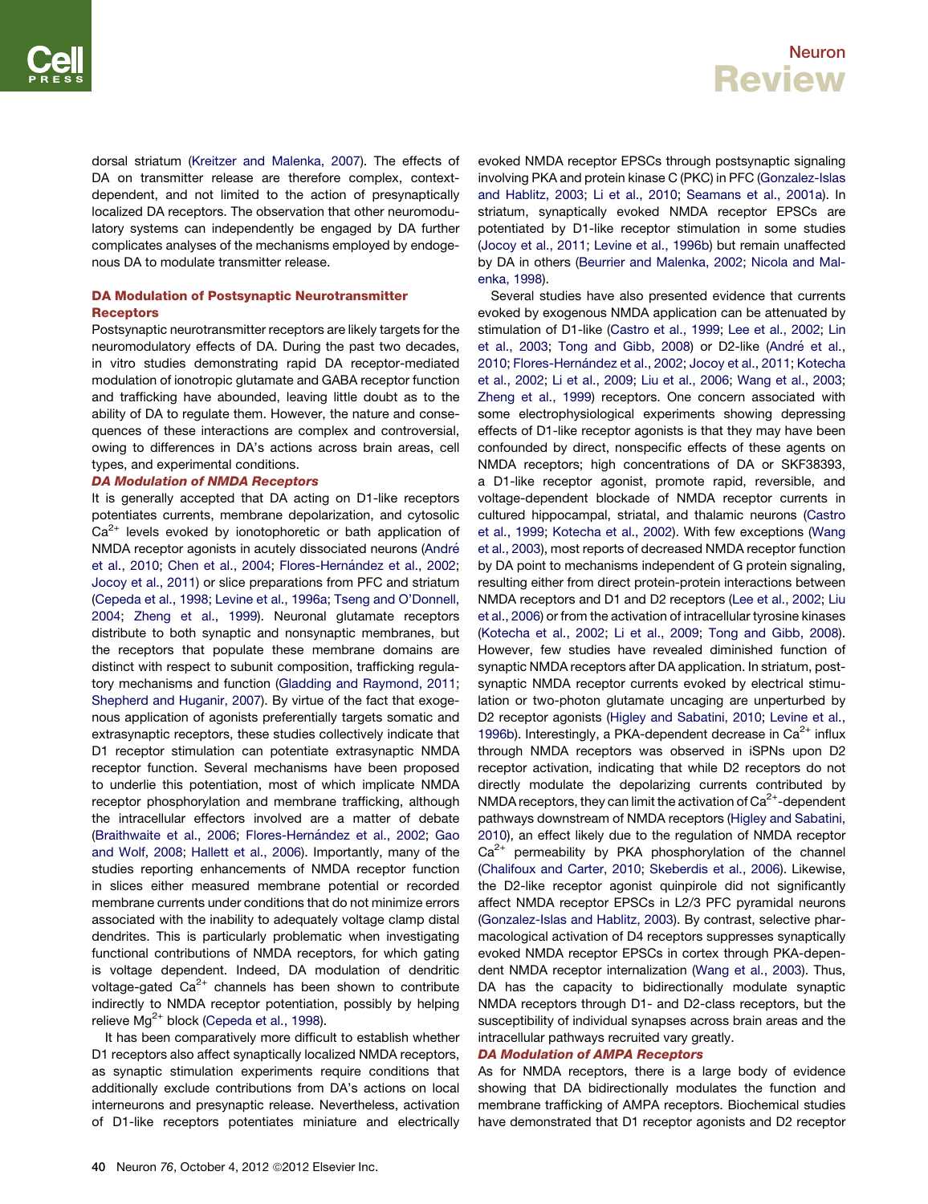dorsal striatum (Kreitzer and Malenka, 2007). The effects of DA on transmitter release are therefore complex, context-dependent, and not limited to the action of presynaptically localized DA receptors. The observation that other neuromodulatory systems can independently be engaged by DA further complicates analyses of the mechanisms employed by endogenous DA to modulate transmitter release.

## DA Modulation of Postsynaptic Neurotransmitter Receptors

Postsynaptic neurotransmitter receptors are likely targets for the neuromodulatory effects of DA. During the past two decades, in vitro studies demonstrating rapid DA receptor-mediated modulation of ionotropic glutamate and GABA receptor function and trafficking have abounded, leaving little doubt as to the ability of DA to regulate them. However, the nature and consequences of these interactions are complex and controversial, owing to differences in DA's actions across brain areas, cell types, and experimental conditions.

### DA Modulation of NMDA Receptors

It is generally accepted that DA acting on D1-like receptors potentiates currents, membrane depolarization, and cytosolic $Ca^{2+}$ levels evoked by ionotophoretic or bath application of NMDA receptor agonists in acutely dissociated neurons (André et al., 2010; Chen et al., 2004; Flores-Hernández et al., 2002; Jocoy et al., 2011) or slice preparations from PFC and striatum (Cepeda et al., 1998; Levine et al., 1996a; Tseng and O'Donnell, 2004; Zheng et al., 1999). Neuronal glutamate receptors distribute to both synaptic and nonsynaptic membranes, but the receptors that populate these membrane domains are distinct with respect to subunit composition, trafficking regulatory mechanisms and function (Gladding and Raymond, 2011; Shepherd and Huganir, 2007). By virtue of the fact that exogenous application of agonists preferentially targets somatic and extrasynaptic receptors, these studies collectively indicate that D1 receptor stimulation can potentiate extrasynaptic NMDA receptor function. Several mechanisms have been proposed to underlie this potentiation, most of which implicate NMDA receptor phosphorylation and membrane trafficking, although the intracellular effectors involved are a matter of debate (Braithwaite et al., 2006; Flores-Hernández et al., 2002; Gao and Wolf, 2008; Hallett et al., 2006). Importantly, many of the studies reporting enhancements of NMDA receptor function in slices either measured membrane potential or recorded membrane currents under conditions that do not minimize errors associated with the inability to adequately voltage clamp distal dendrites. This is particularly problematic when investigating functional contributions of NMDA receptors, for which gating is voltage dependent. Indeed, DA modulation of dendritic voltage-gated $Ca^{2+}$ channels has been shown to contribute indirectly to NMDA receptor potentiation, possibly by helping relieve $Mg^{2+}$ block (Cepeda et al., 1998).

It has been comparatively more difficult to establish whether D1 receptors also affect synaptically localized NMDA receptors, as synaptic stimulation experiments require conditions that additionally exclude contributions from DA's actions on local interneurons and presynaptic release. Nevertheless, activation of D1-like receptors potentiates miniature and electrically evoked NMDA receptor EPSCs through postsynaptic signaling involving PKA and protein kinase C (PKC) in PFC (Gonzalez-Islas and Hablitz, 2003; Li et al., 2010; Seamans et al., 2001a). In striatum, synaptically evoked NMDA receptor EPSCs are potentiated by D1-like receptor stimulation in some studies (Jocoy et al., 2011; Levine et al., 1996b) but remain unaffected by DA in others (Beurrier and Malenka, 2002; Nicola and Malenka, 1998).

Several studies have also presented evidence that currents evoked by exogenous NMDA application can be attenuated by stimulation of D1-like (Castro et al., 1999; Lee et al., 2002; Lin et al., 2003; Tong and Gibb, 2008) or D2-like (André et al., 2010; Flores-Hernández et al., 2002; Jocoy et al., 2011; Kotecha et al., 2002; Li et al., 2009; Liu et al., 2006; Wang et al., 2003; Zheng et al., 1999) receptors. One concern associated with some electrophysiological experiments showing depressing effects of D1-like receptor agonists is that they may have been confounded by direct, nonspecific effects of these agents on NMDA receptors; high concentrations of DA or SKF38393, a D1-like receptor agonist, promote rapid, reversible, and voltage-dependent blockade of NMDA receptor currents in cultured hippocampal, striatal, and thalamic neurons (Castro et al., 1999; Kotecha et al., 2002). With few exceptions (Wang et al., 2003), most reports of decreased NMDA receptor function by DA point to mechanisms independent of G protein signaling, resulting either from direct protein-protein interactions between NMDA receptors and D1 and D2 receptors (Lee et al., 2002; Liu et al., 2006) or from the activation of intracellular tyrosine kinases (Kotecha et al., 2002; Li et al., 2009; Tong and Gibb, 2008). However, few studies have revealed diminished function of synaptic NMDA receptors after DA application. In striatum, postsynaptic NMDA receptor currents evoked by electrical stimulation or two-photon glutamate uncaging are unperturbed by D2 receptor agonists (Higley and Sabatini, 2010; Levine et al., 1996b). Interestingly, a PKA-dependent decrease in $Ca^{2+}$ influx through NMDA receptors was observed in iSPNs upon D2 receptor activation, indicating that while D2 receptors do not directly modulate the depolarizing currents contributed by NMDA receptors, they can limit the activation of $Ca^{2+}$-dependent pathways downstream of NMDA receptors (Higley and Sabatini, 2010), an effect likely due to the regulation of NMDA receptor $Ca^{2+}$ permeability by PKA phosphorylation of the channel (Chalifoux and Carter, 2010; Skeberdis et al., 2006). Likewise, the D2-like receptor agonist quinpirole did not significantly affect NMDA receptor EPSCs in L2/3 PFC pyramidal neurons (Gonzalez-Islas and Hablitz, 2003). By contrast, selective pharmacological activation of D4 receptors suppresses synaptically evoked NMDA receptor EPSCs in cortex through PKA-dependent NMDA receptor internalization (Wang et al., 2003). Thus, DA has the capacity to bidirectionally modulate synaptic NMDA receptors through D1- and D2-class receptors, but the susceptibility of individual synapses across brain areas and the intracellular pathways recruited vary greatly.

### DA Modulation of AMPA Receptors

As for NMDA receptors, there is a large body of evidence showing that DA bidirectionally modulates the function and membrane trafficking of AMPA receptors. Biochemical studies have demonstrated that D1 receptor agonists and D2 receptor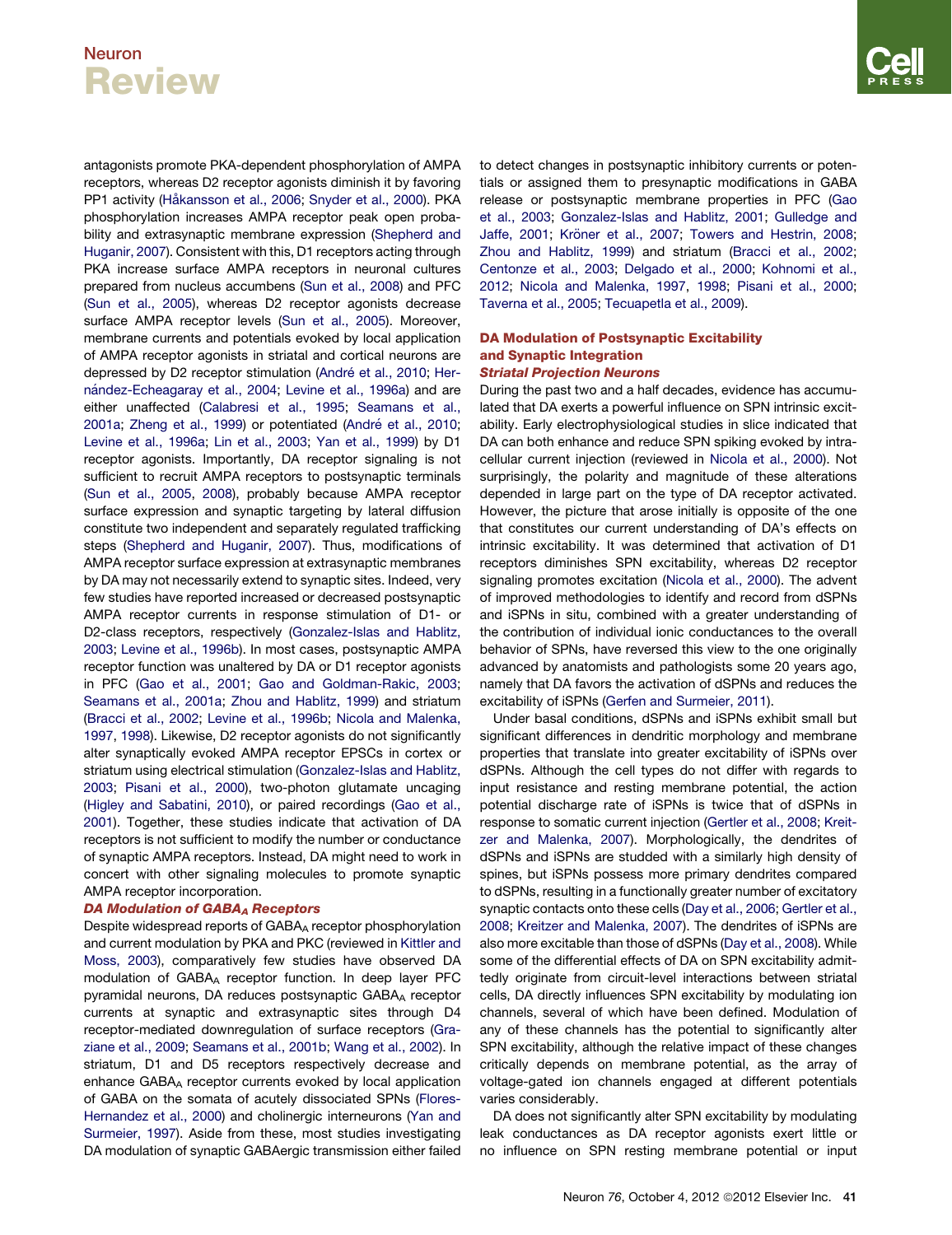antagonists promote PKA-dependent phosphorylation of AMPA receptors, whereas D2 receptor agonists diminish it by favoring PP1 activity (Håkansson et al., 2006; Snyder et al., 2000). PKA phosphorylation increases AMPA receptor peak open probability and extrasynaptic membrane expression (Shepherd and Huganir, 2007). Consistent with this, D1 receptors acting through PKA increase surface AMPA receptors in neuronal cultures prepared from nucleus accumbens (Sun et al., 2008) and PFC (Sun et al., 2005), whereas D2 receptor agonists decrease surface AMPA receptor levels (Sun et al., 2005). Moreover, membrane currents and potentials evoked by local application of AMPA receptor agonists in striatal and cortical neurons are depressed by D2 receptor stimulation (André et al., 2010; Hernández-Echeagaray et al., 2004; Levine et al., 1996a) and are either unaffected (Calabresi et al., 1995; Seamans et al., 2001a; Zheng et al., 1999) or potentiated (André et al., 2010; Levine et al., 1996a; Lin et al., 2003; Yan et al., 1999) by D1 receptor agonists. Importantly, DA receptor signaling is not sufficient to recruit AMPA receptors to postsynaptic terminals (Sun et al., 2005, 2008), probably because AMPA receptor surface expression and synaptic targeting by lateral diffusion constitute two independent and separately regulated trafficking steps (Shepherd and Huganir, 2007). Thus, modifications of AMPA receptor surface expression at extrasynaptic membranes by DA may not necessarily extend to synaptic sites. Indeed, very few studies have reported increased or decreased postsynaptic AMPA receptor currents in response stimulation of D1- or D2-class receptors, respectively (Gonzalez-Islas and Hablitz, 2003; Levine et al., 1996b). In most cases, postsynaptic AMPA receptor function was unaltered by DA or D1 receptor agonists in PFC (Gao et al., 2001; Gao and Goldman-Rakic, 2003; Seamans et al., 2001a; Zhou and Hablitz, 1999) and striatum (Bracci et al., 2002; Levine et al., 1996b; Nicola and Malenka, 1997, 1998). Likewise, D2 receptor agonists do not significantly alter synaptically evoked AMPA receptor EPSCs in cortex or striatum using electrical stimulation (Gonzalez-Islas and Hablitz, 2003; Pisani et al., 2000), two-photon glutamate uncaging (Higley and Sabatini, 2010), or paired recordings (Gao et al., 2001). Together, these studies indicate that activation of DA receptors is not sufficient to modify the number or conductance of synaptic AMPA receptors. Instead, DA might need to work in concert with other signaling molecules to promote synaptic AMPA receptor incorporation.

### *DA Modulation of GABA$_A$ Receptors*

Despite widespread reports of GABA$_A$ receptor phosphorylation and current modulation by PKA and PKC (reviewed in Kittler and Moss, 2003), comparatively few studies have observed DA modulation of GABA$_A$ receptor function. In deep layer PFC pyramidal neurons, DA reduces postsynaptic GABA$_A$ receptor currents at synaptic and extrasynaptic sites through D4 receptor-mediated downregulation of surface receptors (Graziane et al., 2009; Seamans et al., 2001b; Wang et al., 2002). In striatum, D1 and D5 receptors respectively decrease and enhance GABA$_A$ receptor currents evoked by local application of GABA on the somata of acutely dissociated SPNs (Flores-Hernandez et al., 2000) and cholinergic interneurons (Yan and Surmeier, 1997). Aside from these, most studies investigating DA modulation of synaptic GABAergic transmission either failed to detect changes in postsynaptic inhibitory currents or potentials or assigned them to presynaptic modifications in GABA release or postsynaptic membrane properties in PFC (Gao et al., 2003; Gonzalez-Islas and Hablitz, 2001; Gulledge and Jaffe, 2001; Kröner et al., 2007; Towers and Hestrin, 2008; Zhou and Hablitz, 1999) and striatum (Bracci et al., 2002; Centonze et al., 2003; Delgado et al., 2000; Kohnomi et al., 2012; Nicola and Malenka, 1997, 1998; Pisani et al., 2000; Taverna et al., 2005; Tecuapetla et al., 2009).

## DA Modulation of Postsynaptic Excitability and Synaptic Integration

### *Striatal Projection Neurons*

During the past two and a half decades, evidence has accumulated that DA exerts a powerful influence on SPN intrinsic excitability. Early electrophysiological studies in slice indicated that DA can both enhance and reduce SPN spiking evoked by intracellular current injection (reviewed in Nicola et al., 2000). Not surprisingly, the polarity and magnitude of these alterations depended in large part on the type of DA receptor activated. However, the picture that arose initially is opposite of the one that constitutes our current understanding of DA's effects on intrinsic excitability. It was determined that activation of D1 receptors diminishes SPN excitability, whereas D2 receptor signaling promotes excitation (Nicola et al., 2000). The advent of improved methodologies to identify and record from dSPNs and iSPNs in situ, combined with a greater understanding of the contribution of individual ionic conductances to the overall behavior of SPNs, have reversed this view to the one originally advanced by anatomists and pathologists some 20 years ago, namely that DA favors the activation of dSPNs and reduces the excitability of iSPNs (Gerfen and Surmeier, 2011).

Under basal conditions, dSPNs and iSPNs exhibit small but significant differences in dendritic morphology and membrane properties that translate into greater excitability of iSPNs over dSPNs. Although the cell types do not differ with regards to input resistance and resting membrane potential, the action potential discharge rate of iSPNs is twice that of dSPNs in response to somatic current injection (Gertler et al., 2008; Kreitzer and Malenka, 2007). Morphologically, the dendrites of dSPNs and iSPNs are studded with a similarly high density of spines, but iSPNs possess more primary dendrites compared to dSPNs, resulting in a functionally greater number of excitatory synaptic contacts onto these cells (Day et al., 2006; Gertler et al., 2008; Kreitzer and Malenka, 2007). The dendrites of iSPNs are also more excitable than those of dSPNs (Day et al., 2008). While some of the differential effects of DA on SPN excitability admittedly originate from circuit-level interactions between striatal cells, DA directly influences SPN excitability by modulating ion channels, several of which have been defined. Modulation of any of these channels has the potential to significantly alter SPN excitability, although the relative impact of these changes critically depends on membrane potential, as the array of voltage-gated ion channels engaged at different potentials varies considerably.

DA does not significantly alter SPN excitability by modulating leak conductances as DA receptor agonists exert little or no influence on SPN resting membrane potential or input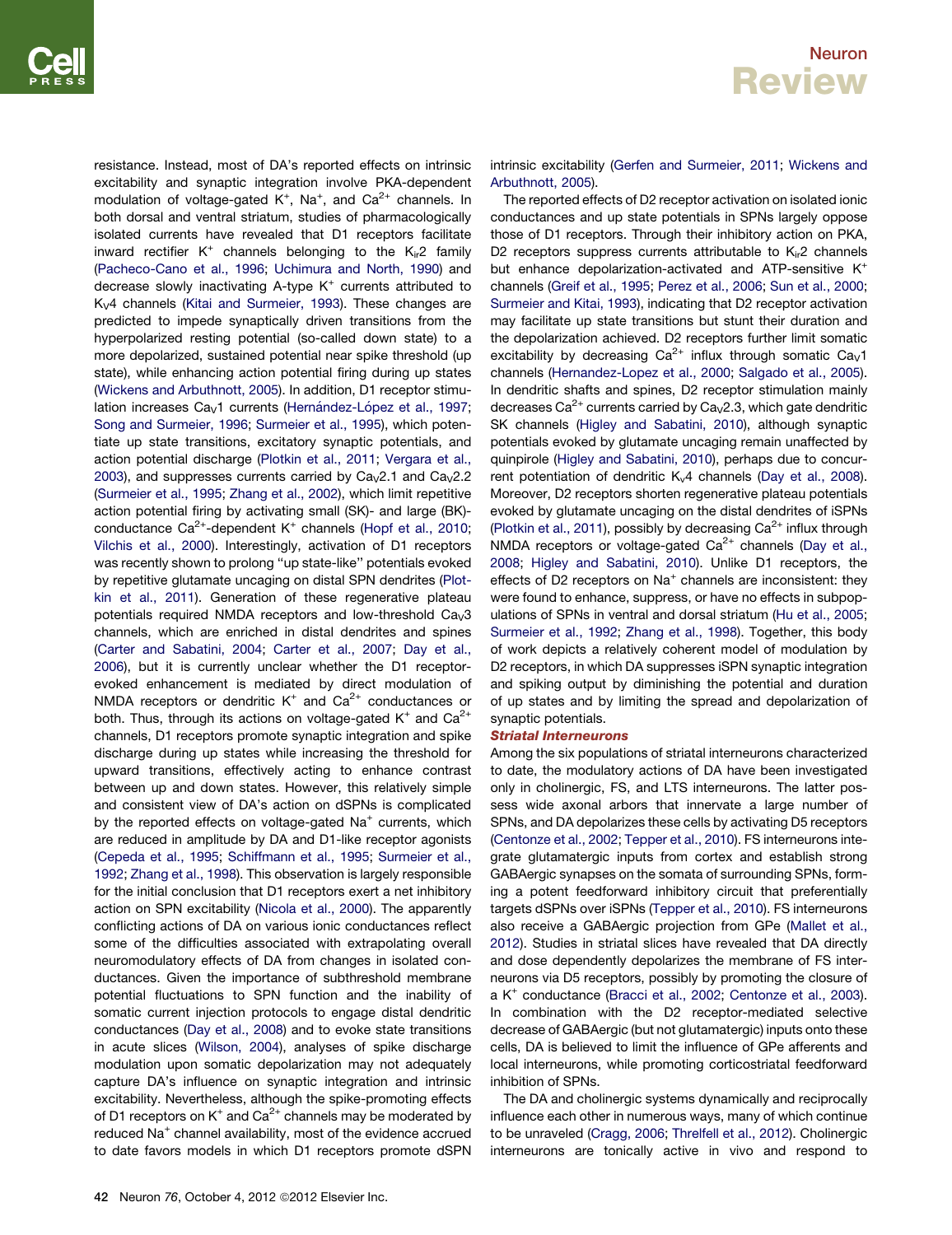resistance. Instead, most of DA's reported effects on intrinsic excitability and synaptic integration involve PKA-dependent modulation of voltage-gated $K^+$, $Na^+$, and $Ca^{2+}$ channels. In both dorsal and ventral striatum, studies of pharmacologically isolated currents have revealed that D1 receptors facilitate inward rectifier $K^+$ channels belonging to the $K_{ir}2$ family (Pacheco-Cano et al., 1996; Uchimura and North, 1990) and decrease slowly inactivating A-type $K^+$ currents attributed to $K_V4$ channels (Kitai and Surmeier, 1993). These changes are predicted to impede synaptically driven transitions from the hyperpolarized resting potential (so-called down state) to a more depolarized, sustained potential near spike threshold (up state), while enhancing action potential firing during up states (Wickens and Arbuthnott, 2005). In addition, D1 receptor stimulation increases $Ca_V1$ currents (Hernández-López et al., 1997; Song and Surmeier, 1996; Surmeier et al., 1995), which potentiate up state transitions, excitatory synaptic potentials, and action potential discharge (Plotkin et al., 2011; Vergara et al., 2003), and suppresses currents carried by $Ca_V2.1$ and $Ca_V2.2$ (Surmeier et al., 1995; Zhang et al., 2002), which limit repetitive action potential firing by activating small (SK)- and large (BK)-conductance $Ca^{2+}$-dependent $K^+$ channels (Hopf et al., 2010; Vilchis et al., 2000). Interestingly, activation of D1 receptors was recently shown to prolong "up state-like" potentials evoked by repetitive glutamate uncaging on distal SPN dendrites (Plotkin et al., 2011). Generation of these regenerative plateau potentials required NMDA receptors and low-threshold $Ca_V3$ channels, which are enriched in distal dendrites and spines (Carter and Sabatini, 2004; Carter et al., 2007; Day et al., 2006), but it is currently unclear whether the D1 receptor-evoked enhancement is mediated by direct modulation of NMDA receptors or dendritic $K^+$ and $Ca^{2+}$ conductances or both. Thus, through its actions on voltage-gated $K^+$ and $Ca^{2+}$ channels, D1 receptors promote synaptic integration and spike discharge during up states while increasing the threshold for upward transitions, effectively acting to enhance contrast between up and down states. However, this relatively simple and consistent view of DA's action on dSPNs is complicated by the reported effects on voltage-gated $Na^+$ currents, which are reduced in amplitude by DA and D1-like receptor agonists (Cepeda et al., 1995; Schiffmann et al., 1995; Surmeier et al., 1992; Zhang et al., 1998). This observation is largely responsible for the initial conclusion that D1 receptors exert a net inhibitory action on SPN excitability (Nicola et al., 2000). The apparently conflicting actions of DA on various ionic conductances reflect some of the difficulties associated with extrapolating overall neuromodulatory effects of DA from changes in isolated conductances. Given the importance of subthreshold membrane potential fluctuations to SPN function and the inability of somatic current injection protocols to engage distal dendritic conductances (Day et al., 2008) and to evoke state transitions in acute slices (Wilson, 2004), analyses of spike discharge modulation upon somatic depolarization may not adequately capture DA's influence on synaptic integration and intrinsic excitability. Nevertheless, although the spike-promoting effects of D1 receptors on $K^+$ and $Ca^{2+}$ channels may be moderated by reduced $Na^+$ channel availability, most of the evidence accrued to date favors models in which D1 receptors promote dSPN intrinsic excitability (Gerfen and Surmeier, 2011; Wickens and Arbuthnott, 2005).

The reported effects of D2 receptor activation on isolated ionic conductances and up state potentials in SPNs largely oppose those of D1 receptors. Through their inhibitory action on PKA, D2 receptors suppress currents attributable to $K_{ir}2$ channels but enhance depolarization-activated and ATP-sensitive $K^+$ channels (Greif et al., 1995; Perez et al., 2006; Sun et al., 2000; Surmeier and Kitai, 1993), indicating that D2 receptor activation may facilitate up state transitions but stunt their duration and the depolarization achieved. D2 receptors further limit somatic excitability by decreasing $Ca^{2+}$ influx through somatic $Ca_V1$ channels (Hernandez-Lopez et al., 2000; Salgado et al., 2005). In dendritic shafts and spines, D2 receptor stimulation mainly decreases $Ca^{2+}$ currents carried by $Ca_V2.3$, which gate dendritic SK channels (Higley and Sabatini, 2010), although synaptic potentials evoked by glutamate uncaging remain unaffected by quinpirole (Higley and Sabatini, 2010), perhaps due to concurrent potentiation of dendritic $K_V4$ channels (Day et al., 2008). Moreover, D2 receptors shorten regenerative plateau potentials evoked by glutamate uncaging on the distal dendrites of iSPNs (Plotkin et al., 2011), possibly by decreasing $Ca^{2+}$ influx through NMDA receptors or voltage-gated $Ca^{2+}$ channels (Day et al., 2008; Higley and Sabatini, 2010). Unlike D1 receptors, the effects of D2 receptors on $Na^+$ channels are inconsistent: they were found to enhance, suppress, or have no effects in subpopulations of SPNs in ventral and dorsal striatum (Hu et al., 2005; Surmeier et al., 1992; Zhang et al., 1998). Together, this body of work depicts a relatively coherent model of modulation by D2 receptors, in which DA suppresses iSPN synaptic integration and spiking output by diminishing the potential and duration of up states and by limiting the spread and depolarization of synaptic potentials.

### *Striatal Interneurons*

Among the six populations of striatal interneurons characterized to date, the modulatory actions of DA have been investigated only in cholinergic, FS, and LTS interneurons. The latter possess wide axonal arbors that innervate a large number of SPNs, and DA depolarizes these cells by activating D5 receptors (Centonze et al., 2002; Tepper et al., 2010). FS interneurons integrate glutamatergic inputs from cortex and establish strong GABAergic synapses on the somata of surrounding SPNs, forming a potent feedforward inhibitory circuit that preferentially targets dSPNs over iSPNs (Tepper et al., 2010). FS interneurons also receive a GABAergic projection from GPe (Mallet et al., 2012). Studies in striatal slices have revealed that DA directly and dose dependently depolarizes the membrane of FS interneurons via D5 receptors, possibly by promoting the closure of a $K^+$ conductance (Bracci et al., 2002; Centonze et al., 2003). In combination with the D2 receptor-mediated selective decrease of GABAergic (but not glutamatergic) inputs onto these cells, DA is believed to limit the influence of GPe afferents and local interneurons, while promoting corticostriatal feedforward inhibition of SPNs.

The DA and cholinergic systems dynamically and reciprocally influence each other in numerous ways, many of which continue to be unraveled (Cragg, 2006; Threlfell et al., 2012). Cholinergic interneurons are tonically active in vivo and respond to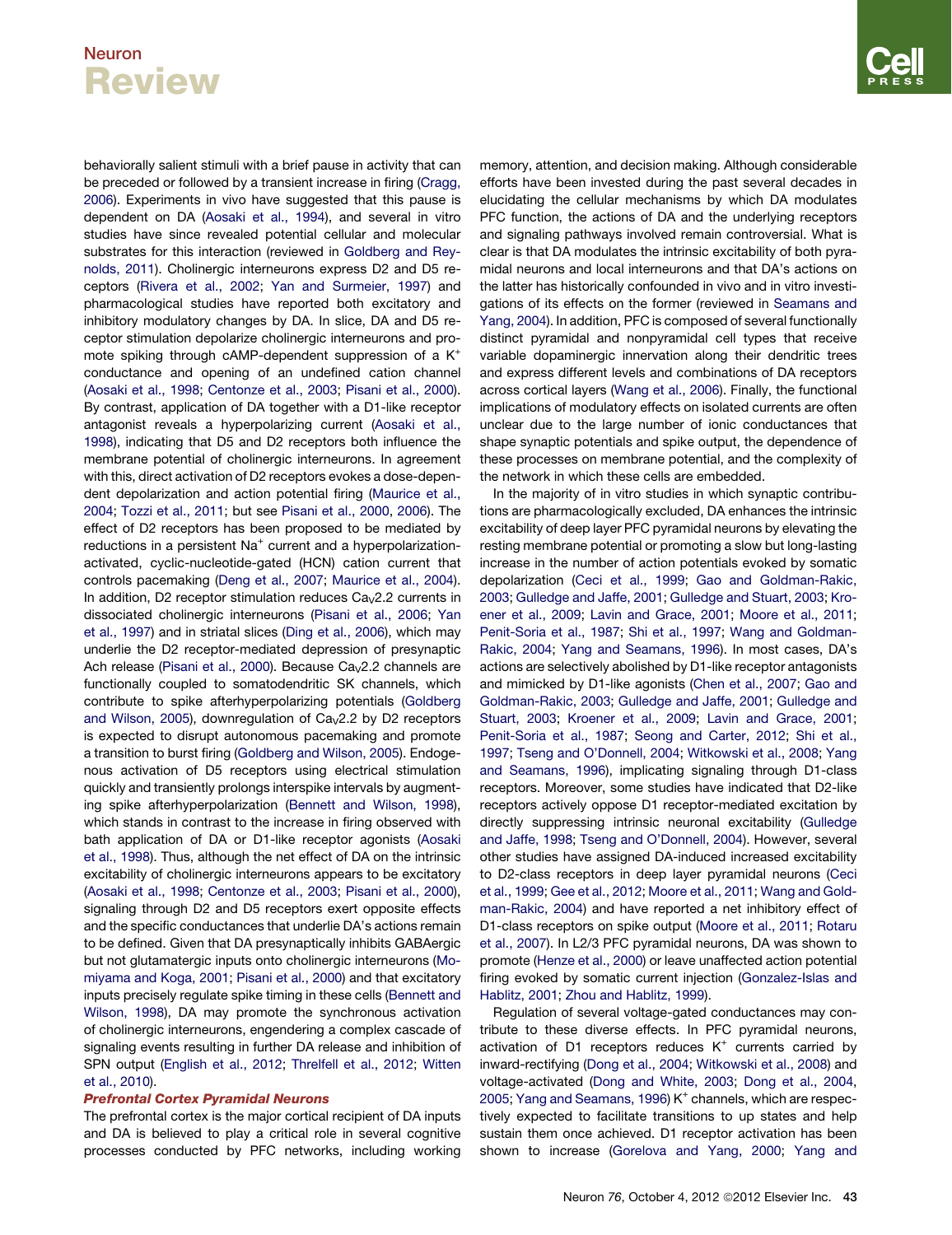behaviorally salient stimuli with a brief pause in activity that can be preceded or followed by a transient increase in firing (Cragg, 2006). Experiments in vivo have suggested that this pause is dependent on DA (Aosaki et al., 1994), and several in vitro studies have since revealed potential cellular and molecular substrates for this interaction (reviewed in Goldberg and Reynolds, 2011). Cholinergic interneurons express D2 and D5 receptors (Rivera et al., 2002; Yan and Surmeier, 1997) and pharmacological studies have reported both excitatory and inhibitory modulatory changes by DA. In slice, DA and D5 receptor stimulation depolarize cholinergic interneurons and promote spiking through cAMP-dependent suppression of a $K^+$ conductance and opening of an undefined cation channel (Aosaki et al., 1998; Centonze et al., 2003; Pisani et al., 2000). By contrast, application of DA together with a D1-like receptor antagonist reveals a hyperpolarizing current (Aosaki et al., 1998), indicating that D5 and D2 receptors both influence the membrane potential of cholinergic interneurons. In agreement with this, direct activation of D2 receptors evokes a dose-dependent depolarization and action potential firing (Maurice et al., 2004; Tozzi et al., 2011; but see Pisani et al., 2000, 2006). The effect of D2 receptors has been proposed to be mediated by reductions in a persistent $Na^+$ current and a hyperpolarization-activated, cyclic-nucleotide-gated (HCN) cation current that controls pacemaking (Deng et al., 2007; Maurice et al., 2004). In addition, D2 receptor stimulation reduces $Ca_V2.2$ currents in dissociated cholinergic interneurons (Pisani et al., 2006; Yan et al., 1997) and in striatal slices (Ding et al., 2006), which may underlie the D2 receptor-mediated depression of presynaptic Ach release (Pisani et al., 2000). Because $Ca_V2.2$ channels are functionally coupled to somatodendritic SK channels, which contribute to spike afterhyperpolarizing potentials (Goldberg and Wilson, 2005), downregulation of $Ca_V2.2$ by D2 receptors is expected to disrupt autonomous pacemaking and promote a transition to burst firing (Goldberg and Wilson, 2005). Endogenous activation of D5 receptors using electrical stimulation quickly and transiently prolongs interspike intervals by augmenting spike afterhyperpolarization (Bennett and Wilson, 1998), which stands in contrast to the increase in firing observed with bath application of DA or D1-like receptor agonists (Aosaki et al., 1998). Thus, although the net effect of DA on the intrinsic excitability of cholinergic interneurons appears to be excitatory (Aosaki et al., 1998; Centonze et al., 2003; Pisani et al., 2000), signaling through D2 and D5 receptors exert opposite effects and the specific conductances that underlie DA's actions remain to be defined. Given that DA presynaptically inhibits GABAergic but not glutamatergic inputs onto cholinergic interneurons (Momiyama and Koga, 2001; Pisani et al., 2000) and that excitatory inputs precisely regulate spike timing in these cells (Bennett and Wilson, 1998), DA may promote the synchronous activation of cholinergic interneurons, engendering a complex cascade of signaling events resulting in further DA release and inhibition of SPN output (English et al., 2012; Threlfell et al., 2012; Witten et al., 2010).

### *Prefrontal Cortex Pyramidal Neurons*

The prefrontal cortex is the major cortical recipient of DA inputs and DA is believed to play a critical role in several cognitive processes conducted by PFC networks, including working memory, attention, and decision making. Although considerable efforts have been invested during the past several decades in elucidating the cellular mechanisms by which DA modulates PFC function, the actions of DA and the underlying receptors and signaling pathways involved remain controversial. What is clear is that DA modulates the intrinsic excitability of both pyramidal neurons and local interneurons and that DA's actions on the latter has historically confounded in vivo and in vitro investigations of its effects on the former (reviewed in Seamans and Yang, 2004). In addition, PFC is composed of several functionally distinct pyramidal and nonpyramidal cell types that receive variable dopaminergic innervation along their dendritic trees and express different levels and combinations of DA receptors across cortical layers (Wang et al., 2006). Finally, the functional implications of modulatory effects on isolated currents are often unclear due to the large number of ionic conductances that shape synaptic potentials and spike output, the dependence of these processes on membrane potential, and the complexity of the network in which these cells are embedded.

In the majority of in vitro studies in which synaptic contributions are pharmacologically excluded, DA enhances the intrinsic excitability of deep layer PFC pyramidal neurons by elevating the resting membrane potential or promoting a slow but long-lasting increase in the number of action potentials evoked by somatic depolarization (Ceci et al., 1999; Gao and Goldman-Rakic, 2003; Gulledge and Jaffe, 2001; Gulledge and Stuart, 2003; Kroener et al., 2009; Lavin and Grace, 2001; Moore et al., 2011; Penit-Soria et al., 1987; Shi et al., 1997; Wang and Goldman-Rakic, 2004; Yang and Seamans, 1996). In most cases, DA's actions are selectively abolished by D1-like receptor antagonists and mimicked by D1-like agonists (Chen et al., 2007; Gao and Goldman-Rakic, 2003; Gulledge and Jaffe, 2001; Gulledge and Stuart, 2003; Kroener et al., 2009; Lavin and Grace, 2001; Penit-Soria et al., 1987; Seong and Carter, 2012; Shi et al., 1997; Tseng and O'Donnell, 2004; Witkowski et al., 2008; Yang and Seamans, 1996), implicating signaling through D1-class receptors. Moreover, some studies have indicated that D2-like receptors actively oppose D1 receptor-mediated excitation by directly suppressing intrinsic neuronal excitability (Gulledge and Jaffe, 1998; Tseng and O'Donnell, 2004). However, several other studies have assigned DA-induced increased excitability to D2-class receptors in deep layer pyramidal neurons (Ceci et al., 1999; Gee et al., 2012; Moore et al., 2011; Wang and Goldman-Rakic, 2004) and have reported a net inhibitory effect of D1-class receptors on spike output (Moore et al., 2011; Rotaru et al., 2007). In L2/3 PFC pyramidal neurons, DA was shown to promote (Henze et al., 2000) or leave unaffected action potential firing evoked by somatic current injection (Gonzalez-Islas and Hablitz, 2001; Zhou and Hablitz, 1999).

Regulation of several voltage-gated conductances may contribute to these diverse effects. In PFC pyramidal neurons, activation of D1 receptors reduces $K^+$ currents carried by inward-rectifying (Dong et al., 2004; Witkowski et al., 2008) and voltage-activated (Dong and White, 2003; Dong et al., 2004, 2005; Yang and Seamans, 1996) $K^+$ channels, which are respectively expected to facilitate transitions to up states and help sustain them once achieved. D1 receptor activation has been shown to increase (Gorelova and Yang, 2000; Yang and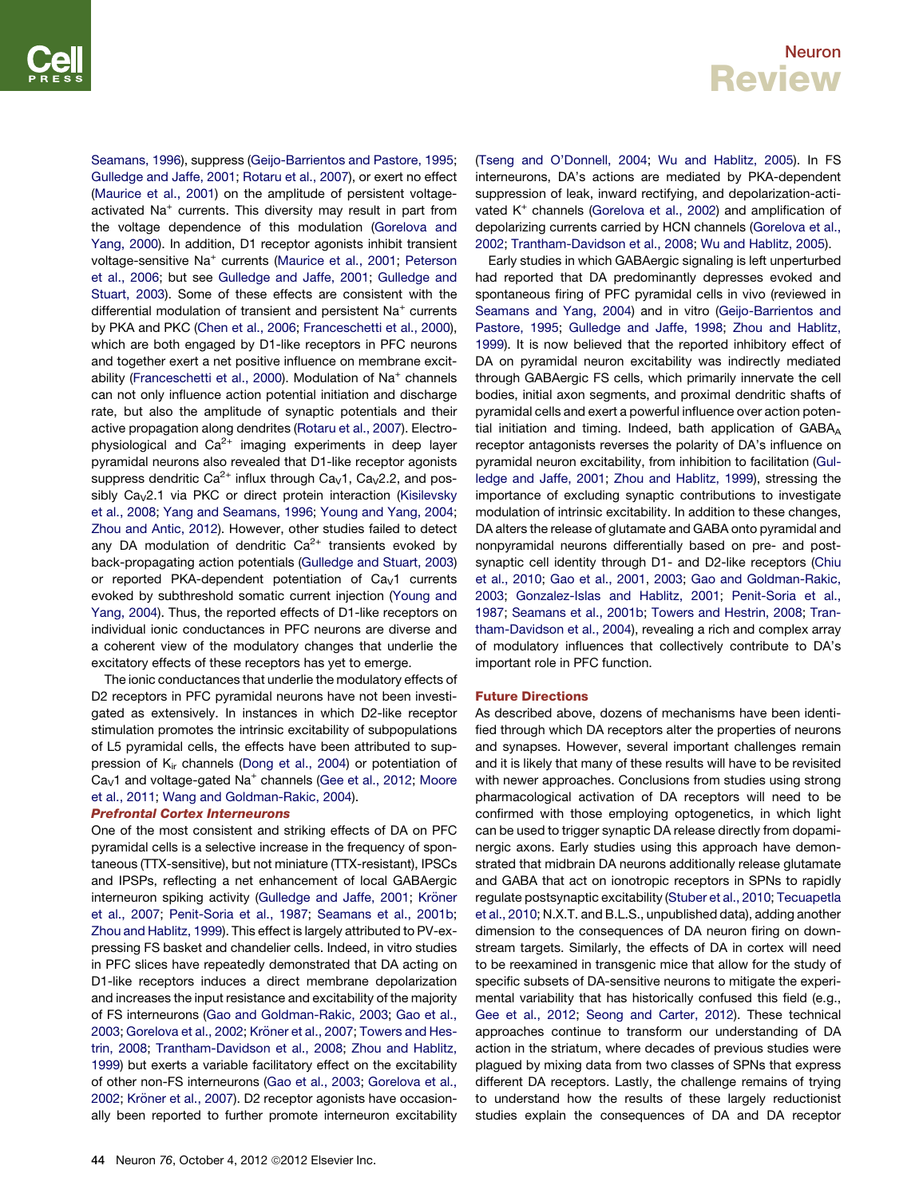Seamans, 1996), suppress (Geijo-Barrientos and Pastore, 1995; Gulledge and Jaffe, 2001; Rotaru et al., 2007), or exert no effect (Maurice et al., 2001) on the amplitude of persistent voltage-activated $Na^+$ currents. This diversity may result in part from the voltage dependence of this modulation (Gorelova and Yang, 2000). In addition, D1 receptor agonists inhibit transient voltage-sensitive $Na^+$ currents (Maurice et al., 2001; Peterson et al., 2006; but see Gulledge and Jaffe, 2001; Gulledge and Stuart, 2003). Some of these effects are consistent with the differential modulation of transient and persistent $Na^+$ currents by PKA and PKC (Chen et al., 2006; Franceschetti et al., 2000), which are both engaged by D1-like receptors in PFC neurons and together exert a net positive influence on membrane excitability (Franceschetti et al., 2000). Modulation of $Na^+$ channels can not only influence action potential initiation and discharge rate, but also the amplitude of synaptic potentials and their active propagation along dendrites (Rotaru et al., 2007). Electrophysiological and $Ca^{2+}$ imaging experiments in deep layer pyramidal neurons also revealed that D1-like receptor agonists suppress dendritic $Ca^{2+}$ influx through $Ca_V1$, $Ca_V2.2$, and possibly $Ca_V2.1$ via PKC or direct protein interaction (Kisilevsky et al., 2008; Yang and Seamans, 1996; Young and Yang, 2004; Zhou and Antic, 2012). However, other studies failed to detect any DA modulation of dendritic $Ca^{2+}$ transients evoked by back-propagating action potentials (Gulledge and Stuart, 2003) or reported PKA-dependent potentiation of $Ca_V1$ currents evoked by subthreshold somatic current injection (Young and Yang, 2004). Thus, the reported effects of D1-like receptors on individual ionic conductances in PFC neurons are diverse and a coherent view of the modulatory changes that underlie the excitatory effects of these receptors has yet to emerge.

The ionic conductances that underlie the modulatory effects of D2 receptors in PFC pyramidal neurons have not been investigated as extensively. In instances in which D2-like receptor stimulation promotes the intrinsic excitability of subpopulations of L5 pyramidal cells, the effects have been attributed to suppression of $K_{ir}$ channels (Dong et al., 2004) or potentiation of $Ca_V1$ and voltage-gated $Na^+$ channels (Gee et al., 2012; Moore et al., 2011; Wang and Goldman-Rakic, 2004).

### *Prefrontal Cortex Interneurons*

One of the most consistent and striking effects of DA on PFC pyramidal cells is a selective increase in the frequency of spontaneous (TTX-sensitive), but not miniature (TTX-resistant), IPSCs and IPSPs, reflecting a net enhancement of local GABAergic interneuron spiking activity (Gulledge and Jaffe, 2001; Kröner et al., 2007; Penit-Soria et al., 1987; Seamans et al., 2001b; Zhou and Hablitz, 1999). This effect is largely attributed to PV-expressing FS basket and chandelier cells. Indeed, in vitro studies in PFC slices have repeatedly demonstrated that DA acting on D1-like receptors induces a direct membrane depolarization and increases the input resistance and excitability of the majority of FS interneurons (Gao and Goldman-Rakic, 2003; Gao et al., 2003; Gorelova et al., 2002; Kröner et al., 2007; Towers and Hestrin, 2008; Trantham-Davidson et al., 2008; Zhou and Hablitz, 1999) but exerts a variable facilitatory effect on the excitability of other non-FS interneurons (Gao et al., 2003; Gorelova et al., 2002; Kröner et al., 2007). D2 receptor agonists have occasionally been reported to further promote interneuron excitability (Tseng and O'Donnell, 2004; Wu and Hablitz, 2005). In FS interneurons, DA's actions are mediated by PKA-dependent suppression of leak, inward rectifying, and depolarization-activated $K^+$ channels (Gorelova et al., 2002) and amplification of depolarizing currents carried by HCN channels (Gorelova et al., 2002; Trantham-Davidson et al., 2008; Wu and Hablitz, 2005).

Early studies in which GABAergic signaling is left unperturbed had reported that DA predominantly depresses evoked and spontaneous firing of PFC pyramidal cells in vivo (reviewed in Seamans and Yang, 2004) and in vitro (Geijo-Barrientos and Pastore, 1995; Gulledge and Jaffe, 1998; Zhou and Hablitz, 1999). It is now believed that the reported inhibitory effect of DA on pyramidal neuron excitability was indirectly mediated through GABAergic FS cells, which primarily innervate the cell bodies, initial axon segments, and proximal dendritic shafts of pyramidal cells and exert a powerful influence over action potential initiation and timing. Indeed, bath application of $GABA_A$ receptor antagonists reverses the polarity of DA's influence on pyramidal neuron excitability, from inhibition to facilitation (Gulledge and Jaffe, 2001; Zhou and Hablitz, 1999), stressing the importance of excluding synaptic contributions to investigate modulation of intrinsic excitability. In addition to these changes, DA alters the release of glutamate and GABA onto pyramidal and nonpyramidal neurons differentially based on pre- and postsynaptic cell identity through D1- and D2-like receptors (Chiu et al., 2010; Gao et al., 2001, 2003; Gao and Goldman-Rakic, 2003; Gonzalez-Islas and Hablitz, 2001; Penit-Soria et al., 1987; Seamans et al., 2001b; Towers and Hestrin, 2008; Trantham-Davidson et al., 2004), revealing a rich and complex array of modulatory influences that collectively contribute to DA's important role in PFC function.

## Future Directions

As described above, dozens of mechanisms have been identified through which DA receptors alter the properties of neurons and synapses. However, several important challenges remain and it is likely that many of these results will have to be revisited with newer approaches. Conclusions from studies using strong pharmacological activation of DA receptors will need to be confirmed with those employing optogenetics, in which light can be used to trigger synaptic DA release directly from dopaminergic axons. Early studies using this approach have demonstrated that midbrain DA neurons additionally release glutamate and GABA that act on ionotropic receptors in SPNs to rapidly regulate postsynaptic excitability (Stuber et al., 2010; Tecuapetla et al., 2010; N.X.T. and B.L.S., unpublished data), adding another dimension to the consequences of DA neuron firing on downstream targets. Similarly, the effects of DA in cortex will need to be reexamined in transgenic mice that allow for the study of specific subsets of DA-sensitive neurons to mitigate the experimental variability that has historically confused this field (e.g., Gee et al., 2012; Seong and Carter, 2012). These technical approaches continue to transform our understanding of DA action in the striatum, where decades of previous studies were plagued by mixing data from two classes of SPNs that express different DA receptors. Lastly, the challenge remains of trying to understand how the results of these largely reductionist studies explain the consequences of DA and DA receptor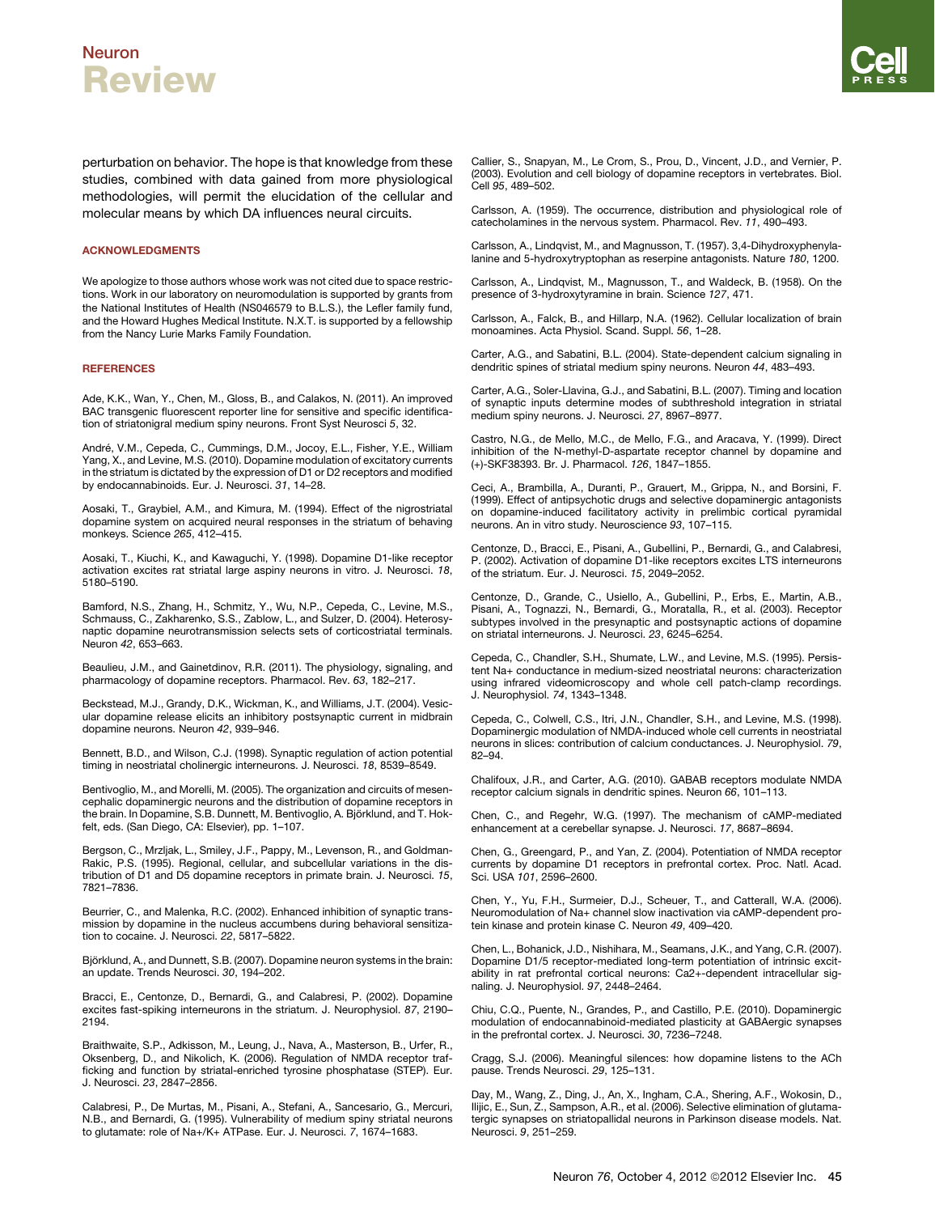perturbation on behavior. The hope is that knowledge from these studies, combined with data gained from more physiological methodologies, will permit the elucidation of the cellular and molecular means by which DA influences neural circuits.

## ACKNOWLEDGMENTS

We apologize to those authors whose work was not cited due to space restrictions. Work in our laboratory on neuromodulation is supported by grants from the National Institutes of Health (NS046579 to B.L.S.), the Lefler family fund, and the Howard Hughes Medical Institute. N.X.T. is supported by a fellowship from the Nancy Lurie Marks Family Foundation.

## REFERENCES

Ade, K.K., Wan, Y., Chen, M., Gloss, B., and Calakos, N. (2011). An improved BAC transgenic fluorescent reporter line for sensitive and specific identification of striatonigral medium spiny neurons. Front Syst Neurosci *5*, 32.

André, V.M., Cepeda, C., Cummings, D.M., Jocoy, E.L., Fisher, Y.E., William Yang, X., and Levine, M.S. (2010). Dopamine modulation of excitatory currents in the striatum is dictated by the expression of D1 or D2 receptors and modified by endocannabinoids. Eur. J. Neurosci. *31*, 14–28.

Aosaki, T., Graybiel, A.M., and Kimura, M. (1994). Effect of the nigrostriatal dopamine system on acquired neural responses in the striatum of behaving monkeys. Science *265*, 412–415.

Aosaki, T., Kiuchi, K., and Kawaguchi, Y. (1998). Dopamine D1-like receptor activation excites rat striatal large aspiny neurons in vitro. J. Neurosci. *18*, 5180–5190.

Bamford, N.S., Zhang, H., Schmitz, Y., Wu, N.P., Cepeda, C., Levine, M.S., Schmauss, C., Zakharenko, S.S., Zablow, L., and Sulzer, D. (2004). Heterosynaptic dopamine neurotransmission selects sets of corticostriatal terminals. Neuron *42*, 653–663.

Beaulieu, J.M., and Gainetdinov, R.R. (2011). The physiology, signaling, and pharmacology of dopamine receptors. Pharmacol. Rev. *63*, 182–217.

Beckstead, M.J., Grandy, D.K., Wickman, K., and Williams, J.T. (2004). Vesicular dopamine release elicits an inhibitory postsynaptic current in midbrain dopamine neurons. Neuron *42*, 939–946.

Bennett, B.D., and Wilson, C.J. (1998). Synaptic regulation of action potential timing in neostriatal cholinergic interneurons. J. Neurosci. *18*, 8539–8549.

Bentivoglio, M., and Morelli, M. (2005). The organization and circuits of mesencephalic dopaminergic neurons and the distribution of dopamine receptors in the brain. In Dopamine, S.B. Dunnett, M. Bentivoglio, A. Björklund, and T. Hokfelt, eds. (San Diego, CA: Elsevier), pp. 1–107.

Bergson, C., Mrzljak, L., Smiley, J.F., Pappy, M., Levenson, R., and Goldman-Rakic, P.S. (1995). Regional, cellular, and subcellular variations in the distribution of D1 and D5 dopamine receptors in primate brain. J. Neurosci. *15*, 7821–7836.

Beurrier, C., and Malenka, R.C. (2002). Enhanced inhibition of synaptic transmission by dopamine in the nucleus accumbens during behavioral sensitization to cocaine. J. Neurosci. *22*, 5817–5822.

Björklund, A., and Dunnett, S.B. (2007). Dopamine neuron systems in the brain: an update. Trends Neurosci. *30*, 194–202.

Bracci, E., Centonze, D., Bernardi, G., and Calabresi, P. (2002). Dopamine excites fast-spiking interneurons in the striatum. J. Neurophysiol. *87*, 2190–2194.

Braithwaite, S.P., Adkisson, M., Leung, J., Nava, A., Masterson, B., Urfer, R., Oksenberg, D., and Nikolich, K. (2006). Regulation of NMDA receptor trafficking and function by striatal-enriched tyrosine phosphatase (STEP). Eur. J. Neurosci. *23*, 2847–2856.

Calabresi, P., De Murtas, M., Pisani, A., Stefani, A., Sancesario, G., Mercuri, N.B., and Bernardi, G. (1995). Vulnerability of medium spiny striatal neurons to glutamate: role of Na+/K+ ATPase. Eur. J. Neurosci. *7*, 1674–1683.

Callier, S., Snapyan, M., Le Crom, S., Prou, D., Vincent, J.D., and Vernier, P. (2003). Evolution and cell biology of dopamine receptors in vertebrates. Biol. Cell *95*, 489–502.

Carlsson, A. (1959). The occurrence, distribution and physiological role of catecholamines in the nervous system. Pharmacol. Rev. *11*, 490–493.

Carlsson, A., Lindqvist, M., and Magnusson, T. (1957). 3,4-Dihydroxyphenylalanine and 5-hydroxytryptophan as reserpine antagonists. Nature *180*, 1200.

Carlsson, A., Lindqvist, M., Magnusson, T., and Waldeck, B. (1958). On the presence of 3-hydroxytyramine in brain. Science *127*, 471.

Carlsson, A., Falck, B., and Hillarp, N.A. (1962). Cellular localization of brain monoamines. Acta Physiol. Scand. Suppl. *56*, 1–28.

Carter, A.G., and Sabatini, B.L. (2004). State-dependent calcium signaling in dendritic spines of striatal medium spiny neurons. Neuron *44*, 483–493.

Carter, A.G., Soler-Llavina, G.J., and Sabatini, B.L. (2007). Timing and location of synaptic inputs determine modes of subthreshold integration in striatal medium spiny neurons. J. Neurosci. *27*, 8967–8977.

Castro, N.G., de Mello, M.C., de Mello, F.G., and Aracava, Y. (1999). Direct inhibition of the N-methyl-D-aspartate receptor channel by dopamine and (+)-SKF38393. Br. J. Pharmacol. *126*, 1847–1855.

Ceci, A., Brambilla, A., Duranti, P., Grauert, M., Grippa, N., and Borsini, F. (1999). Effect of antipsychotic drugs and selective dopaminergic antagonists on dopamine-induced facilitatory activity in prelimbic cortical pyramidal neurons. An in vitro study. Neuroscience *93*, 107–115.

Centonze, D., Bracci, E., Pisani, A., Gubellini, P., Bernardi, G., and Calabresi, P. (2002). Activation of dopamine D1-like receptors excites LTS interneurons of the striatum. Eur. J. Neurosci. *15*, 2049–2052.

Centonze, D., Grande, C., Usiello, A., Gubellini, P., Erbs, E., Martin, A.B., Pisani, A., Tognazzi, N., Bernardi, G., Moratalla, R., et al. (2003). Receptor subtypes involved in the presynaptic and postsynaptic actions of dopamine on striatal interneurons. J. Neurosci. *23*, 6245–6254.

Cepeda, C., Chandler, S.H., Shumate, L.W., and Levine, M.S. (1995). Persistent Na+ conductance in medium-sized neostriatal neurons: characterization using infrared videomicroscopy and whole cell patch-clamp recordings. J. Neurophysiol. *74*, 1343–1348.

Cepeda, C., Colwell, C.S., Itri, J.N., Chandler, S.H., and Levine, M.S. (1998). Dopaminergic modulation of NMDA-induced whole cell currents in neostriatal neurons in slices: contribution of calcium conductances. J. Neurophysiol. *79*, 82–94.

Chalifoux, J.R., and Carter, A.G. (2010). GABAB receptors modulate NMDA receptor calcium signals in dendritic spines. Neuron *66*, 101–113.

Chen, C., and Regehr, W.G. (1997). The mechanism of cAMP-mediated enhancement at a cerebellar synapse. J. Neurosci. *17*, 8687–8694.

Chen, G., Greengard, P., and Yan, Z. (2004). Potentiation of NMDA receptor currents by dopamine D1 receptors in prefrontal cortex. Proc. Natl. Acad. Sci. USA *101*, 2596–2600.

Chen, Y., Yu, F.H., Surmeier, D.J., Scheuer, T., and Catterall, W.A. (2006). Neuromodulation of Na+ channel slow inactivation via cAMP-dependent protein kinase and protein kinase C. Neuron *49*, 409–420.

Chen, L., Bohanick, J.D., Nishihara, M., Seamans, J.K., and Yang, C.R. (2007). Dopamine D1/5 receptor-mediated long-term potentiation of intrinsic excitability in rat prefrontal cortical neurons: Ca2+-dependent intracellular signaling. J. Neurophysiol. *97*, 2448–2464.

Chiu, C.Q., Puente, N., Grandes, P., and Castillo, P.E. (2010). Dopaminergic modulation of endocannabinoid-mediated plasticity at GABAergic synapses in the prefrontal cortex. J. Neurosci. *30*, 7236–7248.

Cragg, S.J. (2006). Meaningful silences: how dopamine listens to the ACh pause. Trends Neurosci. *29*, 125–131.

Day, M., Wang, Z., Ding, J., An, X., Ingham, C.A., Shering, A.F., Wokosin, D., Ilijic, E., Sun, Z., Sampson, A.R., et al. (2006). Selective elimination of glutamatergic synapses on striatopallidal neurons in Parkinson disease models. Nat. Neurosci. *9*, 251–259.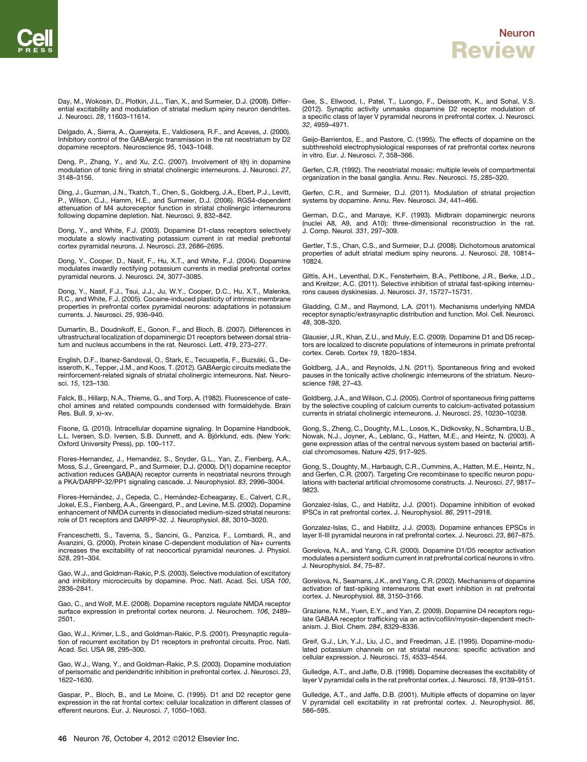Day, M., Wokosin, D., Plotkin, J.L., Tian, X., and Surmeier, D.J. (2008). Differential excitability and modulation of striatal medium spiny neuron dendrites. J. Neurosci. *28*, 11603–11614.

Delgado, A., Sierra, A., Querejeta, E., Valdiosera, R.F., and Aceves, J. (2000). Inhibitory control of the GABAergic transmission in the rat neostriatum by D2 dopamine receptors. Neuroscience *95*, 1043–1048.

Deng, P., Zhang, Y., and Xu, Z.C. (2007). Involvement of I(h) in dopamine modulation of tonic firing in striatal cholinergic interneurons. J. Neurosci. *27*, 3148–3156.

Ding, J., Guzman, J.N., Tkatch, T., Chen, S., Goldberg, J.A., Ebert, P.J., Levitt, P., Wilson, C.J., Hamm, H.E., and Surmeier, D.J. (2006). RGS4-dependent attenuation of M4 autoreceptor function in striatal cholinergic interneurons following dopamine depletion. Nat. Neurosci. *9*, 832–842.

Dong, Y., and White, F.J. (2003). Dopamine D1-class receptors selectively modulate a slowly inactivating potassium current in rat medial prefrontal cortex pyramidal neurons. J. Neurosci. *23*, 2686–2695.

Dong, Y., Cooper, D., Nasif, F., Hu, X.T., and White, F.J. (2004). Dopamine modulates inwardly rectifying potassium currents in medial prefrontal cortex pyramidal neurons. J. Neurosci. *24*, 3077–3085.

Dong, Y., Nasif, F.J., Tsui, J.J., Ju, W.Y., Cooper, D.C., Hu, X.T., Malenka, R.C., and White, F.J. (2005). Cocaine-induced plasticity of intrinsic membrane properties in prefrontal cortex pyramidal neurons: adaptations in potassium currents. J. Neurosci. *25*, 936–940.

Dumartin, B., Doudnikoff, E., Gonon, F., and Bloch, B. (2007). Differences in ultrastructural localization of dopaminergic D1 receptors between dorsal striatum and nucleus accumbens in the rat. Neurosci. Lett. *419*, 273–277.

English, D.F., Ibanez-Sandoval, O., Stark, E., Tecuapetla, F., Buzsáki, G., Deisseroth, K., Tepper, J.M., and Koos, T. (2012). GABAergic circuits mediate the reinforcement-related signals of striatal cholinergic interneurons. Nat. Neurosci. *15*, 123–130.

Falck, B., Hillarp, N.A., Thieme, G., and Torp, A. (1982). Fluorescence of catechol amines and related compounds condensed with formaldehyde. Brain Res. Bull. *9*, xi–xv.

Fisone, G. (2010). Intracellular dopamine signaling. In Dopamine Handbook, L.L. Iversen, S.D. Iversen, S.B. Dunnett, and A. Björklund, eds. (New York: Oxford University Press), pp. 100–117.

Flores-Hernandez, J., Hernandez, S., Snyder, G.L., Yan, Z., Fienberg, A.A., Moss, S.J., Greengard, P., and Surmeier, D.J. (2000). D(1) dopamine receptor activation reduces GABA(A) receptor currents in neostriatal neurons through a PKA/DARPP-32/PP1 signaling cascade. J. Neurophysiol. *83*, 2996–3004.

Flores-Hernández, J., Cepeda, C., Hernández-Echeagaray, E., Calvert, C.R., Jokel, E.S., Fienberg, A.A., Greengard, P., and Levine, M.S. (2002). Dopamine enhancement of NMDA currents in dissociated medium-sized striatal neurons: role of D1 receptors and DARPP-32. J. Neurophysiol. *88*, 3010–3020.

Franceschetti, S., Taverna, S., Sancini, G., Panzica, F., Lombardi, R., and Avanzini, G. (2000). Protein kinase C-dependent modulation of Na+ currents increases the excitability of rat neocortical pyramidal neurones. J. Physiol. *528*, 291–304.

Gao, W.J., and Goldman-Rakic, P.S. (2003). Selective modulation of excitatory and inhibitory microcircuits by dopamine. Proc. Natl. Acad. Sci. USA *100*, 2836–2841.

Gao, C., and Wolf, M.E. (2008). Dopamine receptors regulate NMDA receptor surface expression in prefrontal cortex neurons. J. Neurochem. *106*, 2489–2501.

Gao, W.J., Krimer, L.S., and Goldman-Rakic, P.S. (2001). Presynaptic regulation of recurrent excitation by D1 receptors in prefrontal circuits. Proc. Natl. Acad. Sci. USA *98*, 295–300.

Gao, W.J., Wang, Y., and Goldman-Rakic, P.S. (2003). Dopamine modulation of perisomatic and peridendritic inhibition in prefrontal cortex. J. Neurosci. *23*, 1622–1630.

Gaspar, P., Bloch, B., and Le Moine, C. (1995). D1 and D2 receptor gene expression in the rat frontal cortex: cellular localization in different classes of efferent neurons. Eur. J. Neurosci. *7*, 1050–1063.

Gee, S., Ellwood, I., Patel, T., Luongo, F., Deisseroth, K., and Sohal, V.S. (2012). Synaptic activity unmasks dopamine D2 receptor modulation of a specific class of layer V pyramidal neurons in prefrontal cortex. J. Neurosci. *32*, 4959–4971.

Geijo-Barrientos, E., and Pastore, C. (1995). The effects of dopamine on the subthreshold electrophysiological responses of rat prefrontal cortex neurons in vitro. Eur. J. Neurosci. *7*, 358–366.

Gerfen, C.R. (1992). The neostriatal mosaic: multiple levels of compartmental organization in the basal ganglia. Annu. Rev. Neurosci. *15*, 285–320.

Gerfen, C.R., and Surmeier, D.J. (2011). Modulation of striatal projection systems by dopamine. Annu. Rev. Neurosci. *34*, 441–466.

German, D.C., and Manaye, K.F. (1993). Midbrain dopaminergic neurons (nuclei A8, A9, and A10): three-dimensional reconstruction in the rat. J. Comp. Neurol. *331*, 297–309.

Gertler, T.S., Chan, C.S., and Surmeier, D.J. (2008). Dichotomous anatomical properties of adult striatal medium spiny neurons. J. Neurosci. *28*, 10814–10824.

Gittis, A.H., Leventhal, D.K., Fensterheim, B.A., Pettibone, J.R., Berke, J.D., and Kreitzer, A.C. (2011). Selective inhibition of striatal fast-spiking interneurons causes dyskinesias. J. Neurosci. *31*, 15727–15731.

Gladding, C.M., and Raymond, L.A. (2011). Mechanisms underlying NMDA receptor synaptic/extrasynaptic distribution and function. Mol. Cell. Neurosci. *48*, 308–320.

Glausier, J.R., Khan, Z.U., and Muly, E.C. (2009). Dopamine D1 and D5 receptors are localized to discrete populations of interneurons in primate prefrontal cortex. Cereb. Cortex *19*, 1820–1834.

Goldberg, J.A., and Reynolds, J.N. (2011). Spontaneous firing and evoked pauses in the tonically active cholinergic interneurons of the striatum. Neuroscience *198*, 27–43.

Goldberg, J.A., and Wilson, C.J. (2005). Control of spontaneous firing patterns by the selective coupling of calcium currents to calcium-activated potassium currents in striatal cholinergic interneurons. J. Neurosci. *25*, 10230–10238.

Gong, S., Zheng, C., Doughty, M.L., Losos, K., Didkovsky, N., Schambra, U.B., Nowak, N.J., Joyner, A., Leblanc, G., Hatten, M.E., and Heintz, N. (2003). A gene expression atlas of the central nervous system based on bacterial artificial chromosomes. Nature *425*, 917–925.

Gong, S., Doughty, M., Harbaugh, C.R., Cummins, A., Hatten, M.E., Heintz, N., and Gerfen, C.R. (2007). Targeting Cre recombinase to specific neuron populations with bacterial artificial chromosome constructs. J. Neurosci. *27*, 9817–9823.

Gonzalez-Islas, C., and Hablitz, J.J. (2001). Dopamine inhibition of evoked IPSCs in rat prefrontal cortex. J. Neurophysiol. *86*, 2911–2918.

Gonzalez-Islas, C., and Hablitz, J.J. (2003). Dopamine enhances EPSCs in layer II-III pyramidal neurons in rat prefrontal cortex. J. Neurosci. *23*, 867–875.

Gorelova, N.A., and Yang, C.R. (2000). Dopamine D1/D5 receptor activation modulates a persistent sodium current in rat prefrontal cortical neurons in vitro. J. Neurophysiol. *84*, 75–87.

Gorelova, N., Seamans, J.K., and Yang, C.R. (2002). Mechanisms of dopamine activation of fast-spiking interneurons that exert inhibition in rat prefrontal cortex. J. Neurophysiol. *88*, 3150–3166.

Graziane, N.M., Yuen, E.Y., and Yan, Z. (2009). Dopamine D4 receptors regulate GABAA receptor trafficking via an actin/cofilin/myosin-dependent mechanism. J. Biol. Chem. *284*, 8329–8336.

Greif, G.J., Lin, Y.J., Liu, J.C., and Freedman, J.E. (1995). Dopamine-modulated potassium channels on rat striatal neurons: specific activation and cellular expression. J. Neurosci. *15*, 4533–4544.

Gulledge, A.T., and Jaffe, D.B. (1998). Dopamine decreases the excitability of layer V pyramidal cells in the rat prefrontal cortex. J. Neurosci. *18*, 9139–9151.

Gulledge, A.T., and Jaffe, D.B. (2001). Multiple effects of dopamine on layer V pyramidal cell excitability in rat prefrontal cortex. J. Neurophysiol. *86*, 586–595.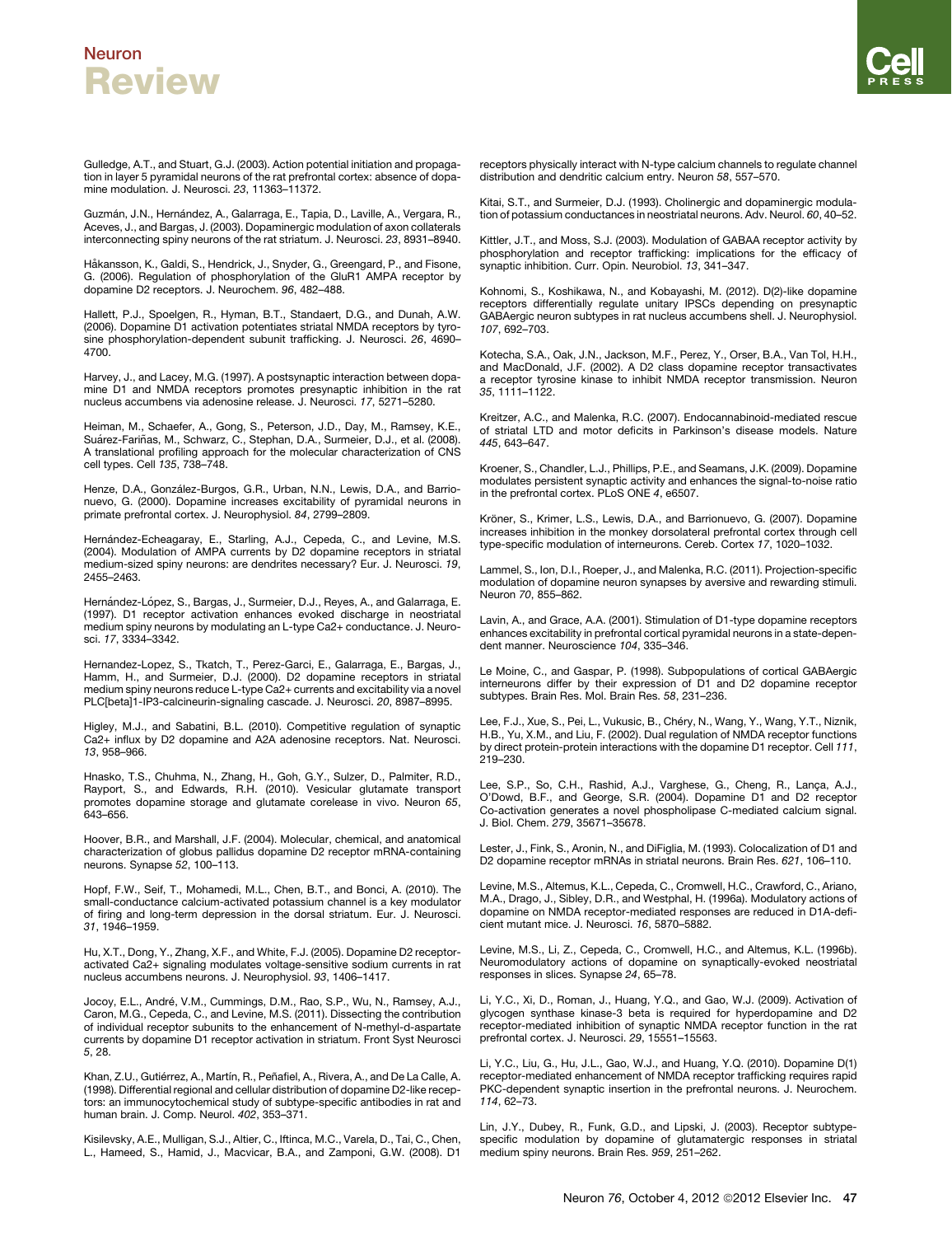Gulledge, A.T., and Stuart, G.J. (2003). Action potential initiation and propagation in layer 5 pyramidal neurons of the rat prefrontal cortex: absence of dopamine modulation. J. Neurosci. *23*, 11363–11372.

Guzmán, J.N., Hernández, A., Galarraga, E., Tapia, D., Laville, A., Vergara, R., Aceves, J., and Bargas, J. (2003). Dopaminergic modulation of axon collaterals interconnecting spiny neurons of the rat striatum. J. Neurosci. *23*, 8931–8940.

Håkansson, K., Galdi, S., Hendrick, J., Snyder, G., Greengard, P., and Fisone, G. (2006). Regulation of phosphorylation of the GluR1 AMPA receptor by dopamine D2 receptors. J. Neurochem. *96*, 482–488.

Hallett, P.J., Spoelgen, R., Hyman, B.T., Standaert, D.G., and Dunah, A.W. (2006). Dopamine D1 activation potentiates striatal NMDA receptors by tyrosine phosphorylation-dependent subunit trafficking. J. Neurosci. *26*, 4690–4700.

Harvey, J., and Lacey, M.G. (1997). A postsynaptic interaction between dopamine D1 and NMDA receptors promotes presynaptic inhibition in the rat nucleus accumbens via adenosine release. J. Neurosci. *17*, 5271–5280.

Heiman, M., Schaefer, A., Gong, S., Peterson, J.D., Day, M., Ramsey, K.E., Suárez-Fariñas, M., Schwarz, C., Stephan, D.A., Surmeier, D.J., et al. (2008). A translational profiling approach for the molecular characterization of CNS cell types. Cell *135*, 738–748.

Henze, D.A., González-Burgos, G.R., Urban, N.N., Lewis, D.A., and Barrionuevo, G. (2000). Dopamine increases excitability of pyramidal neurons in primate prefrontal cortex. J. Neurophysiol. *84*, 2799–2809.

Hernández-Echeagaray, E., Starling, A.J., Cepeda, C., and Levine, M.S. (2004). Modulation of AMPA currents by D2 dopamine receptors in striatal medium-sized spiny neurons: are dendrites necessary? Eur. J. Neurosci. *19*, 2455–2463.

Hernández-López, S., Bargas, J., Surmeier, D.J., Reyes, A., and Galarraga, E. (1997). D1 receptor activation enhances evoked discharge in neostriatal medium spiny neurons by modulating an L-type Ca2+ conductance. J. Neurosci. *17*, 3334–3342.

Hernandez-Lopez, S., Tkatch, T., Perez-Garci, E., Galarraga, E., Bargas, J., Hamm, H., and Surmeier, D.J. (2000). D2 dopamine receptors in striatal medium spiny neurons reduce L-type Ca2+ currents and excitability via a novel PLC[beta]1-IP3-calcineurin-signaling cascade. J. Neurosci. *20*, 8987–8995.

Higley, M.J., and Sabatini, B.L. (2010). Competitive regulation of synaptic Ca2+ influx by D2 dopamine and A2A adenosine receptors. Nat. Neurosci. *13*, 958–966.

Hnasko, T.S., Chuhma, N., Zhang, H., Goh, G.Y., Sulzer, D., Palmiter, R.D., Rayport, S., and Edwards, R.H. (2010). Vesicular glutamate transport promotes dopamine storage and glutamate corelease in vivo. Neuron *65*, 643–656.

Hoover, B.R., and Marshall, J.F. (2004). Molecular, chemical, and anatomical characterization of globus pallidus dopamine D2 receptor mRNA-containing neurons. Synapse *52*, 100–113.

Hopf, F.W., Seif, T., Mohamedi, M.L., Chen, B.T., and Bonci, A. (2010). The small-conductance calcium-activated potassium channel is a key modulator of firing and long-term depression in the dorsal striatum. Eur. J. Neurosci. *31*, 1946–1959.

Hu, X.T., Dong, Y., Zhang, X.F., and White, F.J. (2005). Dopamine D2 receptor-activated Ca2+ signaling modulates voltage-sensitive sodium currents in rat nucleus accumbens neurons. J. Neurophysiol. *93*, 1406–1417.

Jocoy, E.L., André, V.M., Cummings, D.M., Rao, S.P., Wu, N., Ramsey, A.J., Caron, M.G., Cepeda, C., and Levine, M.S. (2011). Dissecting the contribution of individual receptor subunits to the enhancement of N-methyl-d-aspartate currents by dopamine D1 receptor activation in striatum. Front Syst Neurosci *5*, 28.

Khan, Z.U., Gutiérrez, A., Martín, R., Peñafiel, A., Rivera, A., and De La Calle, A. (1998). Differential regional and cellular distribution of dopamine D2-like receptors: an immunocytochemical study of subtype-specific antibodies in rat and human brain. J. Comp. Neurol. *402*, 353–371.

Kisilevsky, A.E., Mulligan, S.J., Altier, C., Iftinca, M.C., Varela, D., Tai, C., Chen, L., Hameed, S., Hamid, J., Macvicar, B.A., and Zamponi, G.W. (2008). D1 receptors physically interact with N-type calcium channels to regulate channel distribution and dendritic calcium entry. Neuron *58*, 557–570.

Kitai, S.T., and Surmeier, D.J. (1993). Cholinergic and dopaminergic modulation of potassium conductances in neostriatal neurons. Adv. Neurol. *60*, 40–52.

Kittler, J.T., and Moss, S.J. (2003). Modulation of GABAA receptor activity by phosphorylation and receptor trafficking: implications for the efficacy of synaptic inhibition. Curr. Opin. Neurobiol. *13*, 341–347.

Kohnomi, S., Koshikawa, N., and Kobayashi, M. (2012). D(2)-like dopamine receptors differentially regulate unitary IPSCs depending on presynaptic GABAergic neuron subtypes in rat nucleus accumbens shell. J. Neurophysiol. *107*, 692–703.

Kotecha, S.A., Oak, J.N., Jackson, M.F., Perez, Y., Orser, B.A., Van Tol, H.H., and MacDonald, J.F. (2002). A D2 class dopamine receptor transactivates a receptor tyrosine kinase to inhibit NMDA receptor transmission. Neuron *35*, 1111–1122.

Kreitzer, A.C., and Malenka, R.C. (2007). Endocannabinoid-mediated rescue of striatal LTD and motor deficits in Parkinson's disease models. Nature *445*, 643–647.

Kroener, S., Chandler, L.J., Phillips, P.E., and Seamans, J.K. (2009). Dopamine modulates persistent synaptic activity and enhances the signal-to-noise ratio in the prefrontal cortex. PLoS ONE *4*, e6507.

Kröner, S., Krimer, L.S., Lewis, D.A., and Barrionuevo, G. (2007). Dopamine increases inhibition in the monkey dorsolateral prefrontal cortex through cell type-specific modulation of interneurons. Cereb. Cortex *17*, 1020–1032.

Lammel, S., Ion, D.I., Roeper, J., and Malenka, R.C. (2011). Projection-specific modulation of dopamine neuron synapses by aversive and rewarding stimuli. Neuron *70*, 855–862.

Lavin, A., and Grace, A.A. (2001). Stimulation of D1-type dopamine receptors enhances excitability in prefrontal cortical pyramidal neurons in a state-dependent manner. Neuroscience *104*, 335–346.

Le Moine, C., and Gaspar, P. (1998). Subpopulations of cortical GABAergic interneurons differ by their expression of D1 and D2 dopamine receptor subtypes. Brain Res. Mol. Brain Res. *58*, 231–236.

Lee, F.J., Xue, S., Pei, L., Vukusic, B., Chéry, N., Wang, Y., Wang, Y.T., Niznik, H.B., Yu, X.M., and Liu, F. (2002). Dual regulation of NMDA receptor functions by direct protein-protein interactions with the dopamine D1 receptor. Cell *111*, 219–230.

Lee, S.P., So, C.H., Rashid, A.J., Varghese, G., Cheng, R., Lança, A.J., O'Dowd, B.F., and George, S.R. (2004). Dopamine D1 and D2 receptor Co-activation generates a novel phospholipase C-mediated calcium signal. J. Biol. Chem. *279*, 35671–35678.

Lester, J., Fink, S., Aronin, N., and DiFiglia, M. (1993). Colocalization of D1 and D2 dopamine receptor mRNAs in striatal neurons. Brain Res. *621*, 106–110.

Levine, M.S., Altemus, K.L., Cepeda, C., Cromwell, H.C., Crawford, C., Ariano, M.A., Drago, J., Sibley, D.R., and Westphal, H. (1996a). Modulatory actions of dopamine on NMDA receptor-mediated responses are reduced in D1A-deficient mutant mice. J. Neurosci. *16*, 5870–5882.

Levine, M.S., Li, Z., Cepeda, C., Cromwell, H.C., and Altemus, K.L. (1996b). Neuromodulatory actions of dopamine on synaptically-evoked neostriatal responses in slices. Synapse *24*, 65–78.

Li, Y.C., Xi, D., Roman, J., Huang, Y.Q., and Gao, W.J. (2009). Activation of glycogen synthase kinase-3 beta is required for hyperdopamine and D2 receptor-mediated inhibition of synaptic NMDA receptor function in the rat prefrontal cortex. J. Neurosci. *29*, 15551–15563.

Li, Y.C., Liu, G., Hu, J.L., Gao, W.J., and Huang, Y.Q. (2010). Dopamine D(1) receptor-mediated enhancement of NMDA receptor trafficking requires rapid PKC-dependent synaptic insertion in the prefrontal neurons. J. Neurochem. *114*, 62–73.

Lin, J.Y., Dubey, R., Funk, G.D., and Lipski, J. (2003). Receptor subtype-specific modulation by dopamine of glutamatergic responses in striatal medium spiny neurons. Brain Res. *959*, 251–262.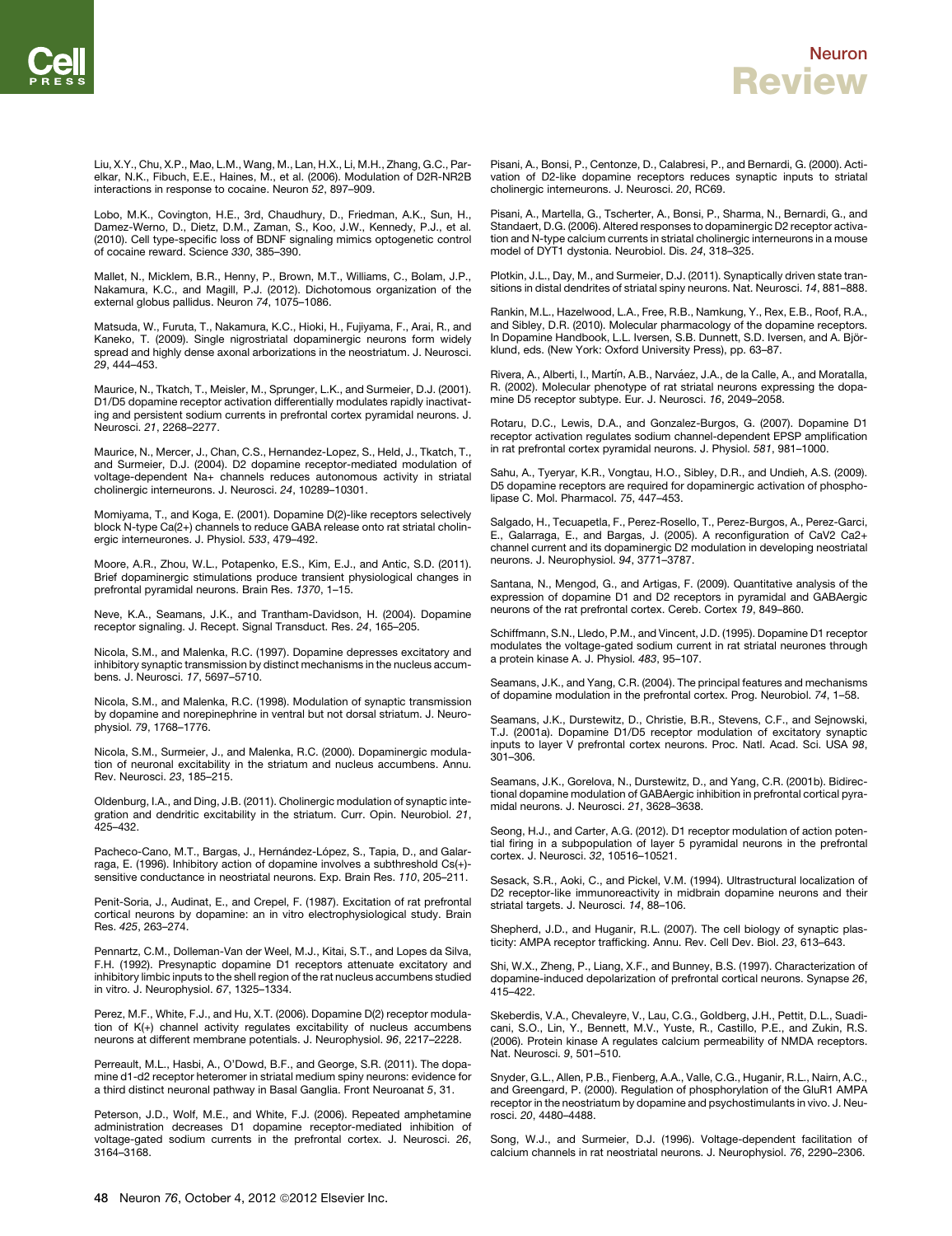Liu, X.Y., Chu, X.P., Mao, L.M., Wang, M., Lan, H.X., Li, M.H., Zhang, G.C., Parelkar, N.K., Fibuch, E.E., Haines, M., et al. (2006). Modulation of D2R-NR2B interactions in response to cocaine. Neuron *52*, 897–909.

Lobo, M.K., Covington, H.E., 3rd, Chaudhury, D., Friedman, A.K., Sun, H., Damez-Werno, D., Dietz, D.M., Zaman, S., Koo, J.W., Kennedy, P.J., et al. (2010). Cell type-specific loss of BDNF signaling mimics optogenetic control of cocaine reward. Science *330*, 385–390.

Mallet, N., Micklem, B.R., Henny, P., Brown, M.T., Williams, C., Bolam, J.P., Nakamura, K.C., and Magill, P.J. (2012). Dichotomous organization of the external globus pallidus. Neuron *74*, 1075–1086.

Matsuda, W., Furuta, T., Nakamura, K.C., Hioki, H., Fujiyama, F., Arai, R., and Kaneko, T. (2009). Single nigrostriatal dopaminergic neurons form widely spread and highly dense axonal arborizations in the neostriatum. J. Neurosci. *29*, 444–453.

Maurice, N., Tkatch, T., Meisler, M., Sprunger, L.K., and Surmeier, D.J. (2001). D1/D5 dopamine receptor activation differentially modulates rapidly inactivating and persistent sodium currents in prefrontal cortex pyramidal neurons. J. Neurosci. *21*, 2268–2277.

Maurice, N., Mercer, J., Chan, C.S., Hernandez-Lopez, S., Held, J., Tkatch, T., and Surmeier, D.J. (2004). D2 dopamine receptor-mediated modulation of voltage-dependent Na+ channels reduces autonomous activity in striatal cholinergic interneurons. J. Neurosci. *24*, 10289–10301.

Momiyama, T., and Koga, E. (2001). Dopamine D(2)-like receptors selectively block N-type Ca(2+) channels to reduce GABA release onto rat striatal cholinergic interneurones. J. Physiol. *533*, 479–492.

Moore, A.R., Zhou, W.L., Potapenko, E.S., Kim, E.J., and Antic, S.D. (2011). Brief dopaminergic stimulations produce transient physiological changes in prefrontal pyramidal neurons. Brain Res. *1370*, 1–15.

Neve, K.A., Seamans, J.K., and Trantham-Davidson, H. (2004). Dopamine receptor signaling. J. Recept. Signal Transduct. Res. *24*, 165–205.

Nicola, S.M., and Malenka, R.C. (1997). Dopamine depresses excitatory and inhibitory synaptic transmission by distinct mechanisms in the nucleus accumbens. J. Neurosci. *17*, 5697–5710.

Nicola, S.M., and Malenka, R.C. (1998). Modulation of synaptic transmission by dopamine and norepinephrine in ventral but not dorsal striatum. J. Neurophysiol. *79*, 1768–1776.

Nicola, S.M., Surmeier, J., and Malenka, R.C. (2000). Dopaminergic modulation of neuronal excitability in the striatum and nucleus accumbens. Annu. Rev. Neurosci. *23*, 185–215.

Oldenburg, I.A., and Ding, J.B. (2011). Cholinergic modulation of synaptic integration and dendritic excitability in the striatum. Curr. Opin. Neurobiol. *21*, 425–432.

Pacheco-Cano, M.T., Bargas, J., Hernández-López, S., Tapia, D., and Galarraga, E. (1996). Inhibitory action of dopamine involves a subthreshold Cs(+)-sensitive conductance in neostriatal neurons. Exp. Brain Res. *110*, 205–211.

Penit-Soria, J., Audinat, E., and Crepel, F. (1987). Excitation of rat prefrontal cortical neurons by dopamine: an in vitro electrophysiological study. Brain Res. *425*, 263–274.

Pennartz, C.M., Dolleman-Van der Weel, M.J., Kitai, S.T., and Lopes da Silva, F.H. (1992). Presynaptic dopamine D1 receptors attenuate excitatory and inhibitory limbic inputs to the shell region of the rat nucleus accumbens studied in vitro. J. Neurophysiol. *67*, 1325–1334.

Perez, M.F., White, F.J., and Hu, X.T. (2006). Dopamine D(2) receptor modulation of K(+) channel activity regulates excitability of nucleus accumbens neurons at different membrane potentials. J. Neurophysiol. *96*, 2217–2228.

Perreault, M.L., Hasbi, A., O'Dowd, B.F., and George, S.R. (2011). The dopamine d1-d2 receptor heteromer in striatal medium spiny neurons: evidence for a third distinct neuronal pathway in Basal Ganglia. Front Neuroanat *5*, 31.

Peterson, J.D., Wolf, M.E., and White, F.J. (2006). Repeated amphetamine administration decreases D1 dopamine receptor-mediated inhibition of voltage-gated sodium currents in the prefrontal cortex. J. Neurosci. *26*, 3164–3168.

Pisani, A., Bonsi, P., Centonze, D., Calabresi, P., and Bernardi, G. (2000). Activation of D2-like dopamine receptors reduces synaptic inputs to striatal cholinergic interneurons. J. Neurosci. *20*, RC69.

Pisani, A., Martella, G., Tscherter, A., Bonsi, P., Sharma, N., Bernardi, G., and Standaert, D.G. (2006). Altered responses to dopaminergic D2 receptor activation and N-type calcium currents in striatal cholinergic interneurons in a mouse model of DYT1 dystonia. Neurobiol. Dis. *24*, 318–325.

Plotkin, J.L., Day, M., and Surmeier, D.J. (2011). Synaptically driven state transitions in distal dendrites of striatal spiny neurons. Nat. Neurosci. *14*, 881–888.

Rankin, M.L., Hazelwood, L.A., Free, R.B., Namkung, Y., Rex, E.B., Roof, R.A., and Sibley, D.R. (2010). Molecular pharmacology of the dopamine receptors. In Dopamine Handbook, L.L. Iversen, S.B. Dunnett, S.D. Iversen, and A. Björklund, eds. (New York: Oxford University Press), pp. 63–87.

Rivera, A., Alberti, I., Martín, A.B., Narváez, J.A., de la Calle, A., and Moratalla, R. (2002). Molecular phenotype of rat striatal neurons expressing the dopamine D5 receptor subtype. Eur. J. Neurosci. *16*, 2049–2058.

Rotaru, D.C., Lewis, D.A., and Gonzalez-Burgos, G. (2007). Dopamine D1 receptor activation regulates sodium channel-dependent EPSP amplification in rat prefrontal cortex pyramidal neurons. J. Physiol. *581*, 981–1000.

Sahu, A., Tyeryar, K.R., Vongtau, H.O., Sibley, D.R., and Undieh, A.S. (2009). D5 dopamine receptors are required for dopaminergic activation of phospholipase C. Mol. Pharmacol. *75*, 447–453.

Salgado, H., Tecuapetla, F., Perez-Rosello, T., Perez-Burgos, A., Perez-Garci, E., Galarraga, E., and Bargas, J. (2005). A reconfiguration of CaV2 Ca2+ channel current and its dopaminergic D2 modulation in developing neostriatal neurons. J. Neurophysiol. *94*, 3771–3787.

Santana, N., Mengod, G., and Artigas, F. (2009). Quantitative analysis of the expression of dopamine D1 and D2 receptors in pyramidal and GABAergic neurons of the rat prefrontal cortex. Cereb. Cortex *19*, 849–860.

Schiffmann, S.N., Lledo, P.M., and Vincent, J.D. (1995). Dopamine D1 receptor modulates the voltage-gated sodium current in rat striatal neurones through a protein kinase A. J. Physiol. *483*, 95–107.

Seamans, J.K., and Yang, C.R. (2004). The principal features and mechanisms of dopamine modulation in the prefrontal cortex. Prog. Neurobiol. *74*, 1–58.

Seamans, J.K., Durstewitz, D., Christie, B.R., Stevens, C.F., and Sejnowski, T.J. (2001a). Dopamine D1/D5 receptor modulation of excitatory synaptic inputs to layer V prefrontal cortex neurons. Proc. Natl. Acad. Sci. USA *98*, 301–306.

Seamans, J.K., Gorelova, N., Durstewitz, D., and Yang, C.R. (2001b). Bidirectional dopamine modulation of GABAergic inhibition in prefrontal cortical pyramidal neurons. J. Neurosci. *21*, 3628–3638.

Seong, H.J., and Carter, A.G. (2012). D1 receptor modulation of action potential firing in a subpopulation of layer 5 pyramidal neurons in the prefrontal cortex. J. Neurosci. *32*, 10516–10521.

Sesack, S.R., Aoki, C., and Pickel, V.M. (1994). Ultrastructural localization of D2 receptor-like immunoreactivity in midbrain dopamine neurons and their striatal targets. J. Neurosci. *14*, 88–106.

Shepherd, J.D., and Huganir, R.L. (2007). The cell biology of synaptic plasticity: AMPA receptor trafficking. Annu. Rev. Cell Dev. Biol. *23*, 613–643.

Shi, W.X., Zheng, P., Liang, X.F., and Bunney, B.S. (1997). Characterization of dopamine-induced depolarization of prefrontal cortical neurons. Synapse *26*, 415–422.

Skeberdis, V.A., Chevaleyre, V., Lau, C.G., Goldberg, J.H., Pettit, D.L., Suadicani, S.O., Lin, Y., Bennett, M.V., Yuste, R., Castillo, P.E., and Zukin, R.S. (2006). Protein kinase A regulates calcium permeability of NMDA receptors. Nat. Neurosci. *9*, 501–510.

Snyder, G.L., Allen, P.B., Fienberg, A.A., Valle, C.G., Huganir, R.L., Nairn, A.C., and Greengard, P. (2000). Regulation of phosphorylation of the GluR1 AMPA receptor in the neostriatum by dopamine and psychostimulants in vivo. J. Neurosci. *20*, 4480–4488.

Song, W.J., and Surmeier, D.J. (1996). Voltage-dependent facilitation of calcium channels in rat neostriatal neurons. J. Neurophysiol. *76*, 2290–2306.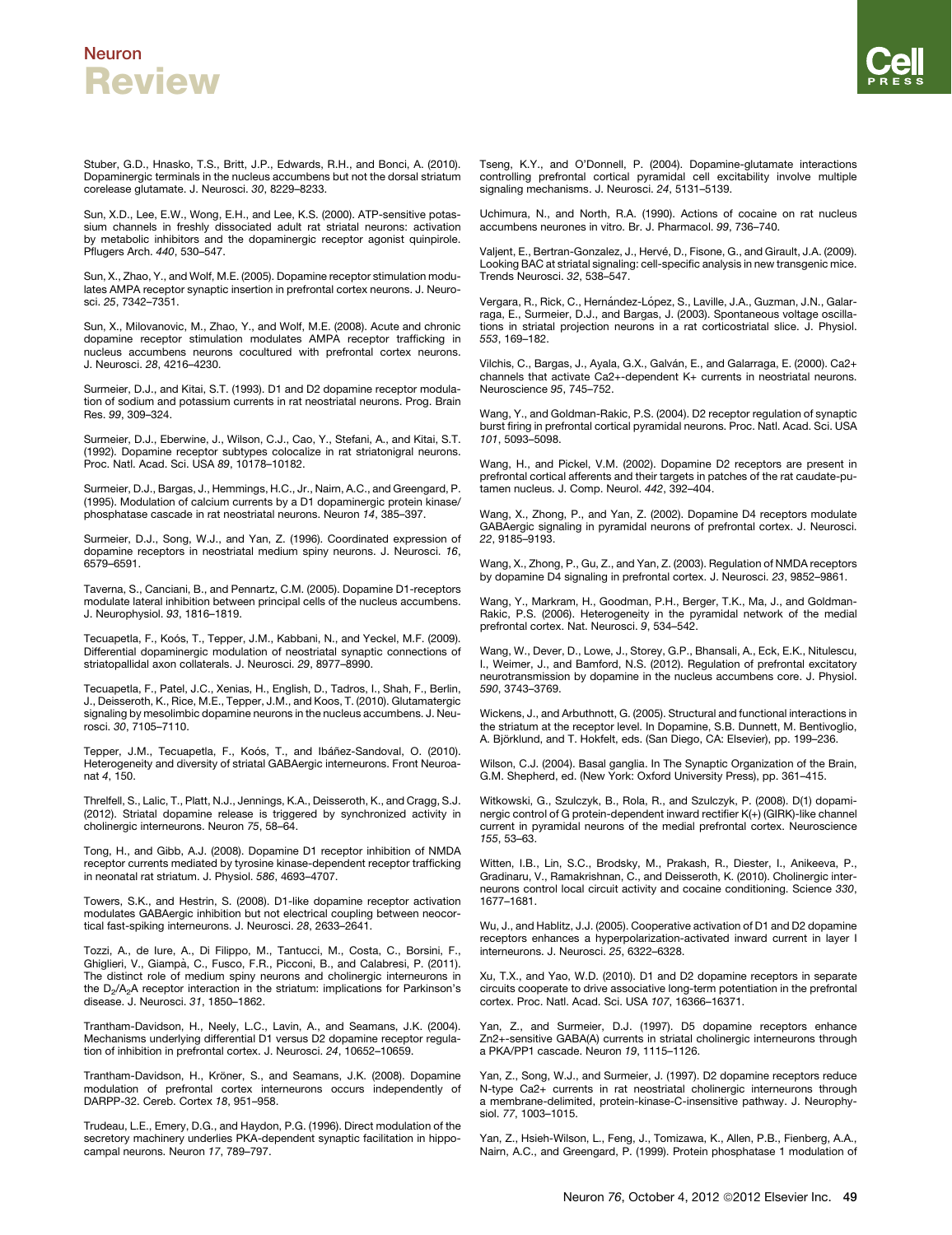Stuber, G.D., Hnasko, T.S., Britt, J.P., Edwards, R.H., and Bonci, A. (2010). Dopaminergic terminals in the nucleus accumbens but not the dorsal striatum corelease glutamate. J. Neurosci. *30*, 8229–8233.

Sun, X.D., Lee, E.W., Wong, E.H., and Lee, K.S. (2000). ATP-sensitive potassium channels in freshly dissociated adult rat striatal neurons: activation by metabolic inhibitors and the dopaminergic receptor agonist quinpirole. Pflugers Arch. *440*, 530–547.

Sun, X., Zhao, Y., and Wolf, M.E. (2005). Dopamine receptor stimulation modulates AMPA receptor synaptic insertion in prefrontal cortex neurons. J. Neurosci. *25*, 7342–7351.

Sun, X., Milovanovic, M., Zhao, Y., and Wolf, M.E. (2008). Acute and chronic dopamine receptor stimulation modulates AMPA receptor trafficking in nucleus accumbens neurons cocultured with prefrontal cortex neurons. J. Neurosci. *28*, 4216–4230.

Surmeier, D.J., and Kitai, S.T. (1993). D1 and D2 dopamine receptor modulation of sodium and potassium currents in rat neostriatal neurons. Prog. Brain Res. *99*, 309–324.

Surmeier, D.J., Eberwine, J., Wilson, C.J., Cao, Y., Stefani, A., and Kitai, S.T. (1992). Dopamine receptor subtypes colocalize in rat striatonigral neurons. Proc. Natl. Acad. Sci. USA *89*, 10178–10182.

Surmeier, D.J., Bargas, J., Hemmings, H.C., Jr., Nairn, A.C., and Greengard, P. (1995). Modulation of calcium currents by a D1 dopaminergic protein kinase/phosphatase cascade in rat neostriatal neurons. Neuron *14*, 385–397.

Surmeier, D.J., Song, W.J., and Yan, Z. (1996). Coordinated expression of dopamine receptors in neostriatal medium spiny neurons. J. Neurosci. *16*, 6579–6591.

Taverna, S., Canciani, B., and Pennartz, C.M. (2005). Dopamine D1-receptors modulate lateral inhibition between principal cells of the nucleus accumbens. J. Neurophysiol. *93*, 1816–1819.

Tecuapetla, F., Koós, T., Tepper, J.M., Kabbani, N., and Yeckel, M.F. (2009). Differential dopaminergic modulation of neostriatal synaptic connections of striatopallidal axon collaterals. J. Neurosci. *29*, 8977–8990.

Tecuapetla, F., Patel, J.C., Xenias, H., English, D., Tadros, I., Shah, F., Berlin, J., Deisseroth, K., Rice, M.E., Tepper, J.M., and Koos, T. (2010). Glutamatergic signaling by mesolimbic dopamine neurons in the nucleus accumbens. J. Neurosci. *30*, 7105–7110.

Tepper, J.M., Tecuapetla, F., Koós, T., and Ibáñez-Sandoval, O. (2010). Heterogeneity and diversity of striatal GABAergic interneurons. Front Neuroanat *4*, 150.

Threlfell, S., Lalic, T., Platt, N.J., Jennings, K.A., Deisseroth, K., and Cragg, S.J. (2012). Striatal dopamine release is triggered by synchronized activity in cholinergic interneurons. Neuron *75*, 58–64.

Tong, H., and Gibb, A.J. (2008). Dopamine D1 receptor inhibition of NMDA receptor currents mediated by tyrosine kinase-dependent receptor trafficking in neonatal rat striatum. J. Physiol. *586*, 4693–4707.

Towers, S.K., and Hestrin, S. (2008). D1-like dopamine receptor activation modulates GABAergic inhibition but not electrical coupling between neocortical fast-spiking interneurons. J. Neurosci. *28*, 2633–2641.

Tozzi, A., de Iure, A., Di Filippo, M., Tantucci, M., Costa, C., Borsini, F., Ghiglieri, V., Giampà, C., Fusco, F.R., Picconi, B., and Calabresi, P. (2011). The distinct role of medium spiny neurons and cholinergic interneurons in the $D_2/A_2A$ receptor interaction in the striatum: implications for Parkinson's disease. J. Neurosci. *31*, 1850–1862.

Trantham-Davidson, H., Neely, L.C., Lavin, A., and Seamans, J.K. (2004). Mechanisms underlying differential D1 versus D2 dopamine receptor regulation of inhibition in prefrontal cortex. J. Neurosci. *24*, 10652–10659.

Trantham-Davidson, H., Kröner, S., and Seamans, J.K. (2008). Dopamine modulation of prefrontal cortex interneurons occurs independently of DARPP-32. Cereb. Cortex *18*, 951–958.

Trudeau, L.E., Emery, D.G., and Haydon, P.G. (1996). Direct modulation of the secretory machinery underlies PKA-dependent synaptic facilitation in hippocampal neurons. Neuron *17*, 789–797.

Tseng, K.Y., and O'Donnell, P. (2004). Dopamine-glutamate interactions controlling prefrontal cortical pyramidal cell excitability involve multiple signaling mechanisms. J. Neurosci. *24*, 5131–5139.

Uchimura, N., and North, R.A. (1990). Actions of cocaine on rat nucleus accumbens neurones in vitro. Br. J. Pharmacol. *99*, 736–740.

Valjent, E., Bertran-Gonzalez, J., Hervé, D., Fisone, G., and Girault, J.A. (2009). Looking BAC at striatal signaling: cell-specific analysis in new transgenic mice. Trends Neurosci. *32*, 538–547.

Vergara, R., Rick, C., Hernández-López, S., Laville, J.A., Guzman, J.N., Galarraga, E., Surmeier, D.J., and Bargas, J. (2003). Spontaneous voltage oscillations in striatal projection neurons in a rat corticostriatal slice. J. Physiol. *553*, 169–182.

Vilchis, C., Bargas, J., Ayala, G.X., Galván, E., and Galarraga, E. (2000). Ca2+ channels that activate Ca2+-dependent K+ currents in neostriatal neurons. Neuroscience *95*, 745–752.

Wang, Y., and Goldman-Rakic, P.S. (2004). D2 receptor regulation of synaptic burst firing in prefrontal cortical pyramidal neurons. Proc. Natl. Acad. Sci. USA *101*, 5093–5098.

Wang, H., and Pickel, V.M. (2002). Dopamine D2 receptors are present in prefrontal cortical afferents and their targets in patches of the rat caudate-putamen nucleus. J. Comp. Neurol. *442*, 392–404.

Wang, X., Zhong, P., and Yan, Z. (2002). Dopamine D4 receptors modulate GABAergic signaling in pyramidal neurons of prefrontal cortex. J. Neurosci. *22*, 9185–9193.

Wang, X., Zhong, P., Gu, Z., and Yan, Z. (2003). Regulation of NMDA receptors by dopamine D4 signaling in prefrontal cortex. J. Neurosci. *23*, 9852–9861.

Wang, Y., Markram, H., Goodman, P.H., Berger, T.K., Ma, J., and Goldman-Rakic, P.S. (2006). Heterogeneity in the pyramidal network of the medial prefrontal cortex. Nat. Neurosci. *9*, 534–542.

Wang, W., Dever, D., Lowe, J., Storey, G.P., Bhansali, A., Eck, E.K., Nitulescu, I., Weimer, J., and Bamford, N.S. (2012). Regulation of prefrontal excitatory neurotransmission by dopamine in the nucleus accumbens core. J. Physiol. *590*, 3743–3769.

Wickens, J., and Arbuthnott, G. (2005). Structural and functional interactions in the striatum at the receptor level. In Dopamine, S.B. Dunnett, M. Bentivoglio, A. Björklund, and T. Hokfelt, eds. (San Diego, CA: Elsevier), pp. 199–236.

Wilson, C.J. (2004). Basal ganglia. In The Synaptic Organization of the Brain, G.M. Shepherd, ed. (New York: Oxford University Press), pp. 361–415.

Witkowski, G., Szulczyk, B., Rola, R., and Szulczyk, P. (2008). D(1) dopaminergic control of G protein-dependent inward rectifier K(+) (GIRK)-like channel current in pyramidal neurons of the medial prefrontal cortex. Neuroscience *155*, 53–63.

Witten, I.B., Lin, S.C., Brodsky, M., Prakash, R., Diester, I., Anikeeva, P., Gradinaru, V., Ramakrishnan, C., and Deisseroth, K. (2010). Cholinergic interneurons control local circuit activity and cocaine conditioning. Science *330*, 1677–1681.

Wu, J., and Hablitz, J.J. (2005). Cooperative activation of D1 and D2 dopamine receptors enhances a hyperpolarization-activated inward current in layer I interneurons. J. Neurosci. *25*, 6322–6328.

Xu, T.X., and Yao, W.D. (2010). D1 and D2 dopamine receptors in separate circuits cooperate to drive associative long-term potentiation in the prefrontal cortex. Proc. Natl. Acad. Sci. USA *107*, 16366–16371.

Yan, Z., and Surmeier, D.J. (1997). D5 dopamine receptors enhance Zn2+-sensitive GABA(A) currents in striatal cholinergic interneurons through a PKA/PP1 cascade. Neuron *19*, 1115–1126.

Yan, Z., Song, W.J., and Surmeier, J. (1997). D2 dopamine receptors reduce N-type Ca2+ currents in rat neostriatal cholinergic interneurons through a membrane-delimited, protein-kinase-C-insensitive pathway. J. Neurophysiol. *77*, 1003–1015.

Yan, Z., Hsieh-Wilson, L., Feng, J., Tomizawa, K., Allen, P.B., Fienberg, A.A., Nairn, A.C., and Greengard, P. (1999). Protein phosphatase 1 modulation of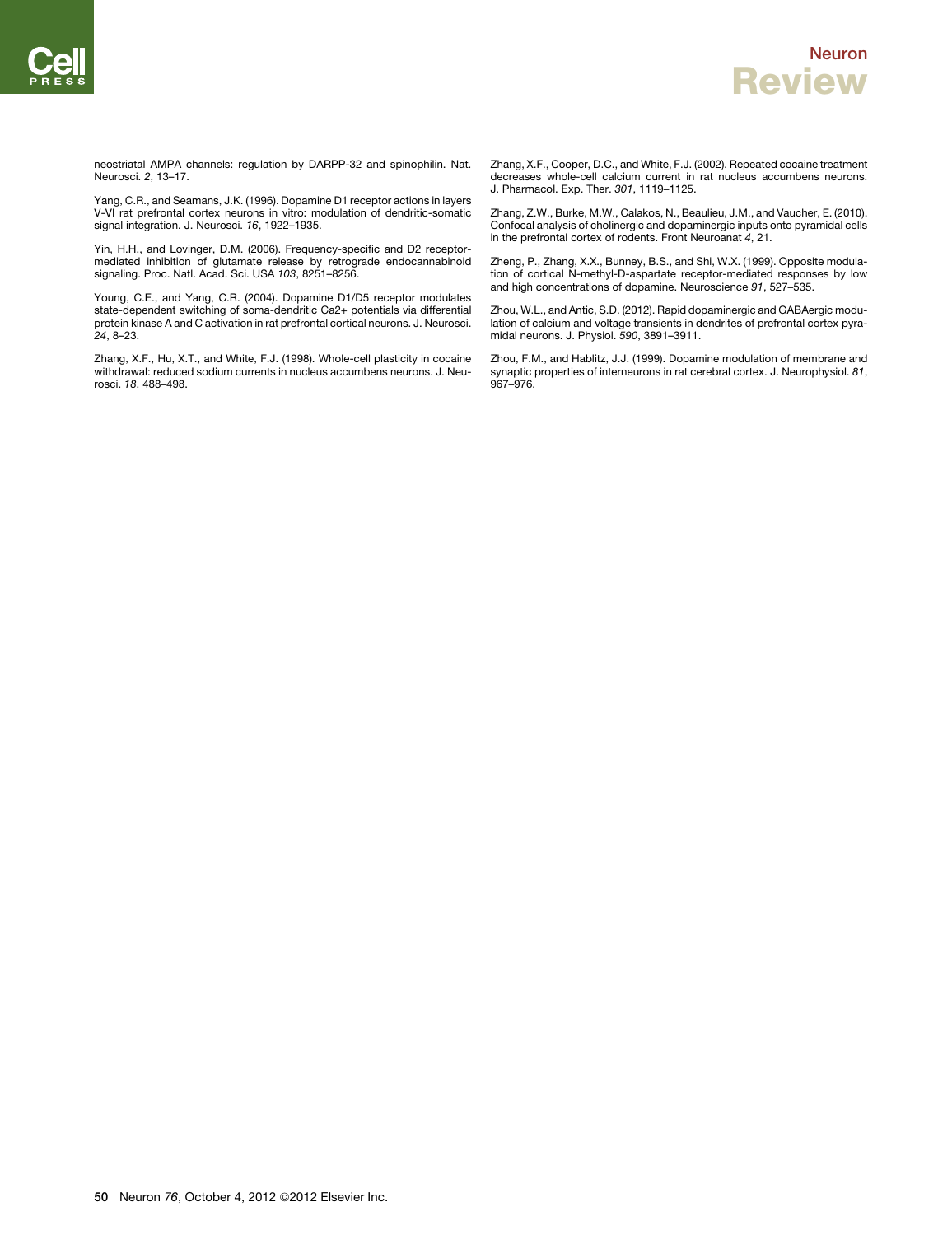neostriatal AMPA channels: regulation by DARPP-32 and spinophilin. Nat. Neurosci. *2*, 13–17.

Yang, C.R., and Seamans, J.K. (1996). Dopamine D1 receptor actions in layers V-VI rat prefrontal cortex neurons in vitro: modulation of dendritic-somatic signal integration. J. Neurosci. *16*, 1922–1935.

Yin, H.H., and Lovinger, D.M. (2006). Frequency-specific and D2 receptor-mediated inhibition of glutamate release by retrograde endocannabinoid signaling. Proc. Natl. Acad. Sci. USA *103*, 8251–8256.

Young, C.E., and Yang, C.R. (2004). Dopamine D1/D5 receptor modulates state-dependent switching of soma-dendritic Ca2+ potentials via differential protein kinase A and C activation in rat prefrontal cortical neurons. J. Neurosci. *24*, 8–23.

Zhang, X.F., Hu, X.T., and White, F.J. (1998). Whole-cell plasticity in cocaine withdrawal: reduced sodium currents in nucleus accumbens neurons. J. Neurosci. *18*, 488–498.

Zhang, X.F., Cooper, D.C., and White, F.J. (2002). Repeated cocaine treatment decreases whole-cell calcium current in rat nucleus accumbens neurons. J. Pharmacol. Exp. Ther. *301*, 1119–1125.

Zhang, Z.W., Burke, M.W., Calakos, N., Beaulieu, J.M., and Vaucher, E. (2010). Confocal analysis of cholinergic and dopaminergic inputs onto pyramidal cells in the prefrontal cortex of rodents. Front Neuroanat *4*, 21.

Zheng, P., Zhang, X.X., Bunney, B.S., and Shi, W.X. (1999). Opposite modulation of cortical N-methyl-D-aspartate receptor-mediated responses by low and high concentrations of dopamine. Neuroscience *91*, 527–535.

Zhou, W.L., and Antic, S.D. (2012). Rapid dopaminergic and GABAergic modulation of calcium and voltage transients in dendrites of prefrontal cortex pyramidal neurons. J. Physiol. *590*, 3891–3911.

Zhou, F.M., and Hablitz, J.J. (1999). Dopamine modulation of membrane and synaptic properties of interneurons in rat cerebral cortex. J. Neurophysiol. *81*, 967–976.